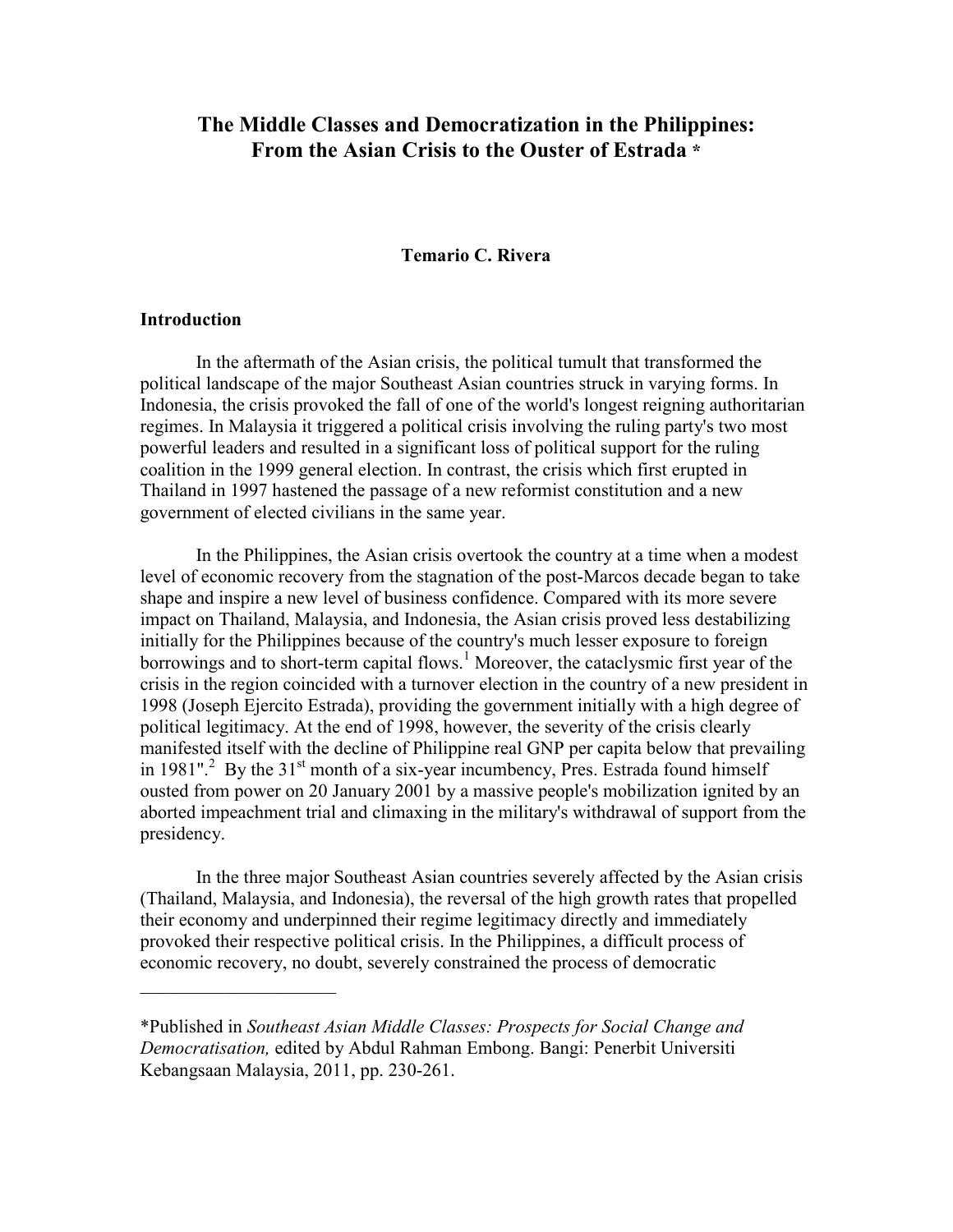# The Middle Classes and Democratization in the Philippines: From the Asian Crisis to the Ouster of Estrada *

**Temario C. Rivera**

## Introduction

In the aftermath of the Asian crisis, the political tumult that transformed the political landscape of the major Southeast Asian countries struck in varying forms. In Indonesia, the crisis provoked the fall of one of the world's longest reigning authoritarian regimes. In Malaysia it triggered a political crisis involving the ruling party's two most powerful leaders and resulted in a significant loss of political support for the ruling coalition in the 1999 general election. In contrast, the crisis which first erupted in Thailand in 1997 hastened the passage of a new reformist constitution and a new government of elected civilians in the same year.

In the Philippines, the Asian crisis overtook the country at a time when a modest level of economic recovery from the stagnation of the post-Marcos decade began to take shape and inspire a new level of business confidence. Compared with its more severe impact on Thailand, Malaysia, and Indonesia, the Asian crisis proved less destabilizing initially for the Philippines because of the country's much lesser exposure to foreign borrowings and to short-term capital flows.[1] Moreover, the cataclysmic first year of the crisis in the region coincided with a turnover election in the country of a new president in 1998 (Joseph Ejercito Estrada), providing the government initially with a high degree of political legitimacy. At the end of 1998, however, the severity of the crisis clearly manifested itself with the decline of Philippine real GNP per capita below that prevailing in 1981".[2] By the 31st month of a six-year incumbency, Pres. Estrada found himself ousted from power on 20 January 2001 by a massive people's mobilization ignited by an aborted impeachment trial and climaxing in the military's withdrawal of support from the presidency.

In the three major Southeast Asian countries severely affected by the Asian crisis (Thailand, Malaysia, and Indonesia), the reversal of the high growth rates that propelled their economy and underpinned their regime legitimacy directly and immediately provoked their respective political crisis. In the Philippines, a difficult process of economic recovery, no doubt, severely constrained the process of democratic

---

*Published in *Southeast Asian Middle Classes: Prospects for Social Change and Democratisation,* edited by Abdul Rahman Embong. Bangi: Penerbit Universiti Kebangsaan Malaysia, 2011, pp. 230-261.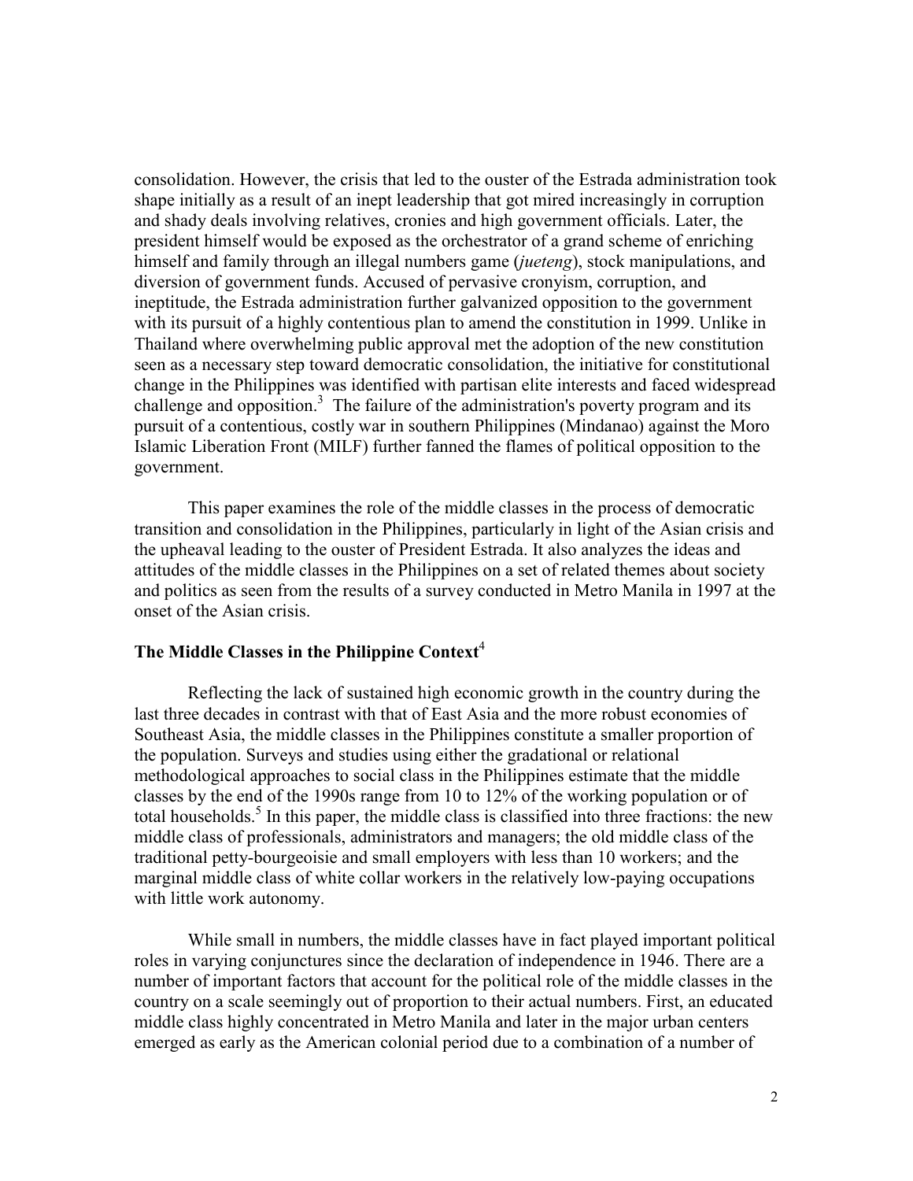consolidation. However, the crisis that led to the ouster of the Estrada administration took shape initially as a result of an inept leadership that got mired increasingly in corruption and shady deals involving relatives, cronies and high government officials. Later, the president himself would be exposed as the orchestrator of a grand scheme of enriching himself and family through an illegal numbers game (*jueteng*), stock manipulations, and diversion of government funds. Accused of pervasive cronyism, corruption, and ineptitude, the Estrada administration further galvanized opposition to the government with its pursuit of a highly contentious plan to amend the constitution in 1999. Unlike in Thailand where overwhelming public approval met the adoption of the new constitution seen as a necessary step toward democratic consolidation, the initiative for constitutional change in the Philippines was identified with partisan elite interests and faced widespread challenge and opposition.[3] The failure of the administration's poverty program and its pursuit of a contentious, costly war in southern Philippines (Mindanao) against the Moro Islamic Liberation Front (MILF) further fanned the flames of political opposition to the government.

This paper examines the role of the middle classes in the process of democratic transition and consolidation in the Philippines, particularly in light of the Asian crisis and the upheaval leading to the ouster of President Estrada. It also analyzes the ideas and attitudes of the middle classes in the Philippines on a set of related themes about society and politics as seen from the results of a survey conducted in Metro Manila in 1997 at the onset of the Asian crisis.

## The Middle Classes in the Philippine Context[4]

Reflecting the lack of sustained high economic growth in the country during the last three decades in contrast with that of East Asia and the more robust economies of Southeast Asia, the middle classes in the Philippines constitute a smaller proportion of the population. Surveys and studies using either the gradational or relational methodological approaches to social class in the Philippines estimate that the middle classes by the end of the 1990s range from 10 to 12% of the working population or of total households.[5] In this paper, the middle class is classified into three fractions: the new middle class of professionals, administrators and managers; the old middle class of the traditional petty-bourgeoisie and small employers with less than 10 workers; and the marginal middle class of white collar workers in the relatively low-paying occupations with little work autonomy.

While small in numbers, the middle classes have in fact played important political roles in varying conjunctures since the declaration of independence in 1946. There are a number of important factors that account for the political role of the middle classes in the country on a scale seemingly out of proportion to their actual numbers. First, an educated middle class highly concentrated in Metro Manila and later in the major urban centers emerged as early as the American colonial period due to a combination of a number of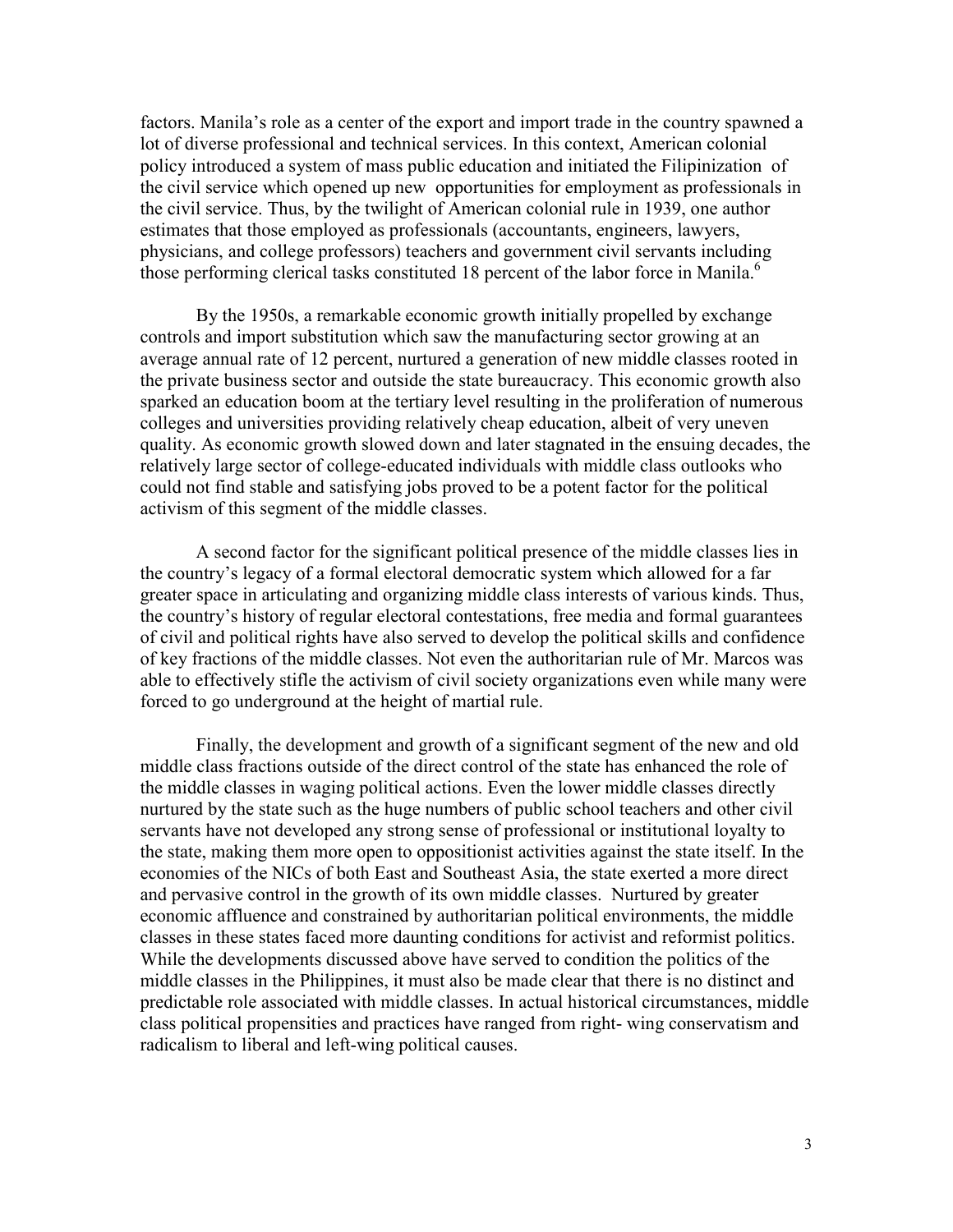factors. Manila's role as a center of the export and import trade in the country spawned a lot of diverse professional and technical services. In this context, American colonial policy introduced a system of mass public education and initiated the Filipinization of the civil service which opened up new opportunities for employment as professionals in the civil service. Thus, by the twilight of American colonial rule in 1939, one author estimates that those employed as professionals (accountants, engineers, lawyers, physicians, and college professors) teachers and government civil servants including those performing clerical tasks constituted 18 percent of the labor force in Manila.[6]

By the 1950s, a remarkable economic growth initially propelled by exchange controls and import substitution which saw the manufacturing sector growing at an average annual rate of 12 percent, nurtured a generation of new middle classes rooted in the private business sector and outside the state bureaucracy. This economic growth also sparked an education boom at the tertiary level resulting in the proliferation of numerous colleges and universities providing relatively cheap education, albeit of very uneven quality. As economic growth slowed down and later stagnated in the ensuing decades, the relatively large sector of college-educated individuals with middle class outlooks who could not find stable and satisfying jobs proved to be a potent factor for the political activism of this segment of the middle classes.

A second factor for the significant political presence of the middle classes lies in the country's legacy of a formal electoral democratic system which allowed for a far greater space in articulating and organizing middle class interests of various kinds. Thus, the country's history of regular electoral contestations, free media and formal guarantees of civil and political rights have also served to develop the political skills and confidence of key fractions of the middle classes. Not even the authoritarian rule of Mr. Marcos was able to effectively stifle the activism of civil society organizations even while many were forced to go underground at the height of martial rule.

Finally, the development and growth of a significant segment of the new and old middle class fractions outside of the direct control of the state has enhanced the role of the middle classes in waging political actions. Even the lower middle classes directly nurtured by the state such as the huge numbers of public school teachers and other civil servants have not developed any strong sense of professional or institutional loyalty to the state, making them more open to oppositionist activities against the state itself. In the economies of the NICs of both East and Southeast Asia, the state exerted a more direct and pervasive control in the growth of its own middle classes. Nurtured by greater economic affluence and constrained by authoritarian political environments, the middle classes in these states faced more daunting conditions for activist and reformist politics. While the developments discussed above have served to condition the politics of the middle classes in the Philippines, it must also be made clear that there is no distinct and predictable role associated with middle classes. In actual historical circumstances, middle class political propensities and practices have ranged from right- wing conservatism and radicalism to liberal and left-wing political causes.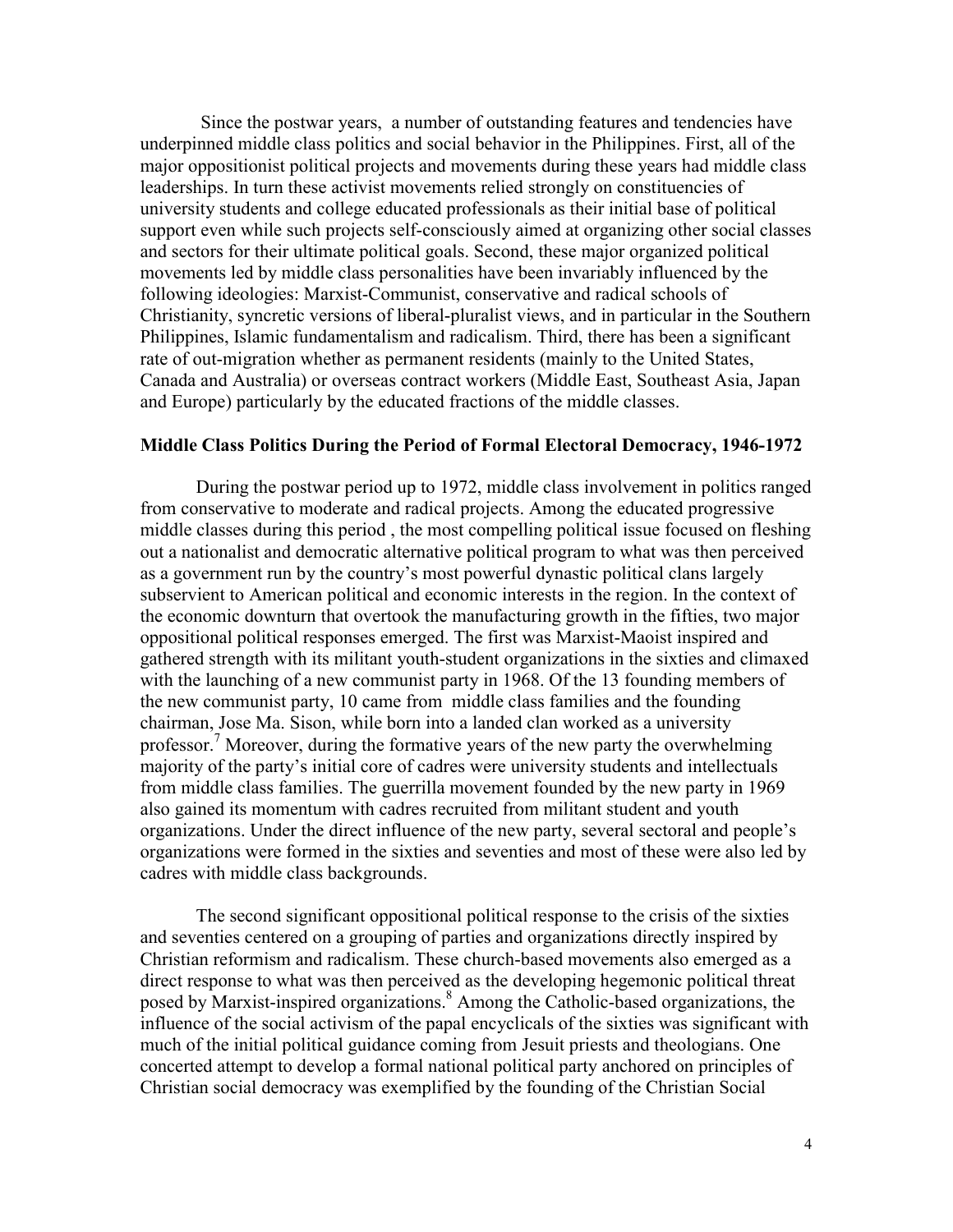Since the postwar years, a number of outstanding features and tendencies have underpinned middle class politics and social behavior in the Philippines. First, all of the major oppositionist political projects and movements during these years had middle class leaderships. In turn these activist movements relied strongly on constituencies of university students and college educated professionals as their initial base of political support even while such projects self-consciously aimed at organizing other social classes and sectors for their ultimate political goals. Second, these major organized political movements led by middle class personalities have been invariably influenced by the following ideologies: Marxist-Communist, conservative and radical schools of Christianity, syncretic versions of liberal-pluralist views, and in particular in the Southern Philippines, Islamic fundamentalism and radicalism. Third, there has been a significant rate of out-migration whether as permanent residents (mainly to the United States, Canada and Australia) or overseas contract workers (Middle East, Southeast Asia, Japan and Europe) particularly by the educated fractions of the middle classes.

**Middle Class Politics During the Period of Formal Electoral Democracy, 1946-1972**

During the postwar period up to 1972, middle class involvement in politics ranged from conservative to moderate and radical projects. Among the educated progressive middle classes during this period , the most compelling political issue focused on fleshing out a nationalist and democratic alternative political program to what was then perceived as a government run by the country's most powerful dynastic political clans largely subservient to American political and economic interests in the region. In the context of the economic downturn that overtook the manufacturing growth in the fifties, two major oppositional political responses emerged. The first was Marxist-Maoist inspired and gathered strength with its militant youth-student organizations in the sixties and climaxed with the launching of a new communist party in 1968. Of the 13 founding members of the new communist party, 10 came from middle class families and the founding chairman, Jose Ma. Sison, while born into a landed clan worked as a university professor.[7] Moreover, during the formative years of the new party the overwhelming majority of the party's initial core of cadres were university students and intellectuals from middle class families. The guerrilla movement founded by the new party in 1969 also gained its momentum with cadres recruited from militant student and youth organizations. Under the direct influence of the new party, several sectoral and people's organizations were formed in the sixties and seventies and most of these were also led by cadres with middle class backgrounds.

The second significant oppositional political response to the crisis of the sixties and seventies centered on a grouping of parties and organizations directly inspired by Christian reformism and radicalism. These church-based movements also emerged as a direct response to what was then perceived as the developing hegemonic political threat posed by Marxist-inspired organizations.[8] Among the Catholic-based organizations, the influence of the social activism of the papal encyclicals of the sixties was significant with much of the initial political guidance coming from Jesuit priests and theologians. One concerted attempt to develop a formal national political party anchored on principles of Christian social democracy was exemplified by the founding of the Christian Social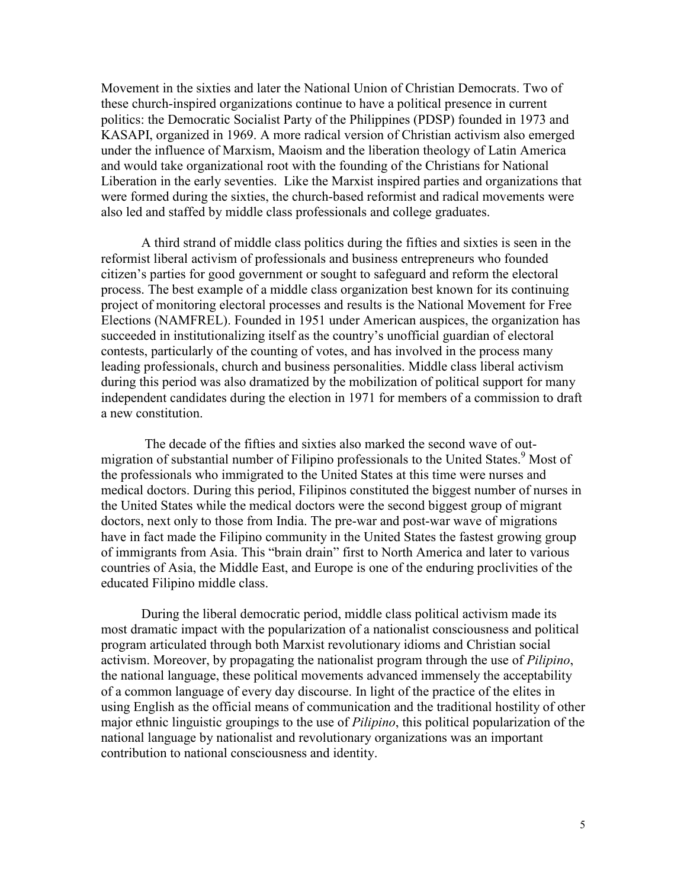Movement in the sixties and later the National Union of Christian Democrats. Two of these church-inspired organizations continue to have a political presence in current politics: the Democratic Socialist Party of the Philippines (PDSP) founded in 1973 and KASAPI, organized in 1969. A more radical version of Christian activism also emerged under the influence of Marxism, Maoism and the liberation theology of Latin America and would take organizational root with the founding of the Christians for National Liberation in the early seventies. Like the Marxist inspired parties and organizations that were formed during the sixties, the church-based reformist and radical movements were also led and staffed by middle class professionals and college graduates.

A third strand of middle class politics during the fifties and sixties is seen in the reformist liberal activism of professionals and business entrepreneurs who founded citizen's parties for good government or sought to safeguard and reform the electoral process. The best example of a middle class organization best known for its continuing project of monitoring electoral processes and results is the National Movement for Free Elections (NAMFREL). Founded in 1951 under American auspices, the organization has succeeded in institutionalizing itself as the country's unofficial guardian of electoral contests, particularly of the counting of votes, and has involved in the process many leading professionals, church and business personalities. Middle class liberal activism during this period was also dramatized by the mobilization of political support for many independent candidates during the election in 1971 for members of a commission to draft a new constitution.

The decade of the fifties and sixties also marked the second wave of out-migration of substantial number of Filipino professionals to the United States.[9] Most of the professionals who immigrated to the United States at this time were nurses and medical doctors. During this period, Filipinos constituted the biggest number of nurses in the United States while the medical doctors were the second biggest group of migrant doctors, next only to those from India. The pre-war and post-war wave of migrations have in fact made the Filipino community in the United States the fastest growing group of immigrants from Asia. This "brain drain" first to North America and later to various countries of Asia, the Middle East, and Europe is one of the enduring proclivities of the educated Filipino middle class.

During the liberal democratic period, middle class political activism made its most dramatic impact with the popularization of a nationalist consciousness and political program articulated through both Marxist revolutionary idioms and Christian social activism. Moreover, by propagating the nationalist program through the use of *Pilipino*, the national language, these political movements advanced immensely the acceptability of a common language of every day discourse. In light of the practice of the elites in using English as the official means of communication and the traditional hostility of other major ethnic linguistic groupings to the use of *Pilipino*, this political popularization of the national language by nationalist and revolutionary organizations was an important contribution to national consciousness and identity.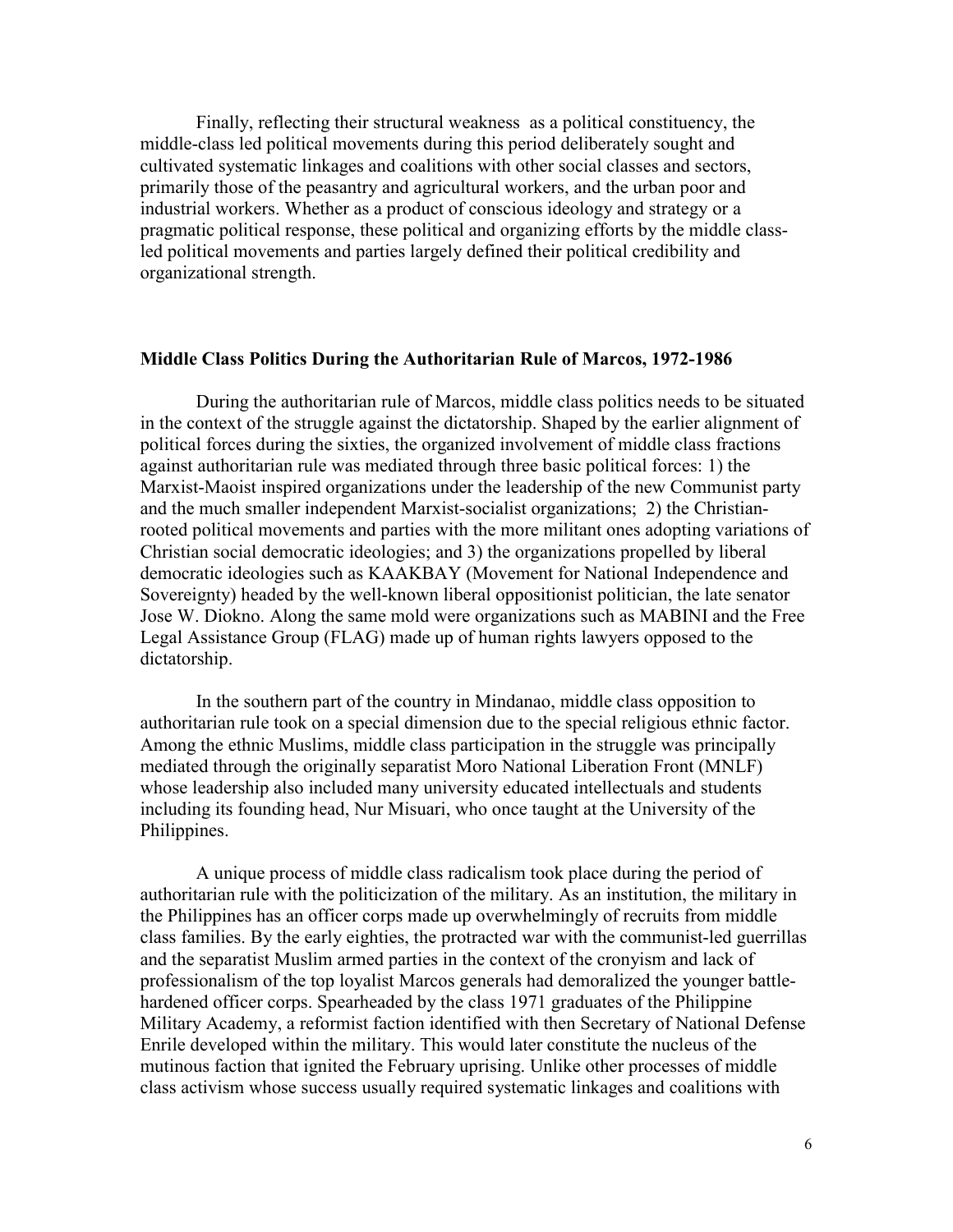Finally, reflecting their structural weakness as a political constituency, the middle-class led political movements during this period deliberately sought and cultivated systematic linkages and coalitions with other social classes and sectors, primarily those of the peasantry and agricultural workers, and the urban poor and industrial workers. Whether as a product of conscious ideology and strategy or a pragmatic political response, these political and organizing efforts by the middle class-led political movements and parties largely defined their political credibility and organizational strength.

## Middle Class Politics During the Authoritarian Rule of Marcos, 1972-1986

During the authoritarian rule of Marcos, middle class politics needs to be situated in the context of the struggle against the dictatorship. Shaped by the earlier alignment of political forces during the sixties, the organized involvement of middle class fractions against authoritarian rule was mediated through three basic political forces: 1) the Marxist-Maoist inspired organizations under the leadership of the new Communist party and the much smaller independent Marxist-socialist organizations; 2) the Christian-rooted political movements and parties with the more militant ones adopting variations of Christian social democratic ideologies; and 3) the organizations propelled by liberal democratic ideologies such as KAAKBAY (Movement for National Independence and Sovereignty) headed by the well-known liberal oppositionist politician, the late senator Jose W. Diokno. Along the same mold were organizations such as MABINI and the Free Legal Assistance Group (FLAG) made up of human rights lawyers opposed to the dictatorship.

In the southern part of the country in Mindanao, middle class opposition to authoritarian rule took on a special dimension due to the special religious ethnic factor. Among the ethnic Muslims, middle class participation in the struggle was principally mediated through the originally separatist Moro National Liberation Front (MNLF) whose leadership also included many university educated intellectuals and students including its founding head, Nur Misuari, who once taught at the University of the Philippines.

A unique process of middle class radicalism took place during the period of authoritarian rule with the politicization of the military. As an institution, the military in the Philippines has an officer corps made up overwhelmingly of recruits from middle class families. By the early eighties, the protracted war with the communist-led guerrillas and the separatist Muslim armed parties in the context of the cronyism and lack of professionalism of the top loyalist Marcos generals had demoralized the younger battle-hardened officer corps. Spearheaded by the class 1971 graduates of the Philippine Military Academy, a reformist faction identified with then Secretary of National Defense Enrile developed within the military. This would later constitute the nucleus of the mutinous faction that ignited the February uprising. Unlike other processes of middle class activism whose success usually required systematic linkages and coalitions with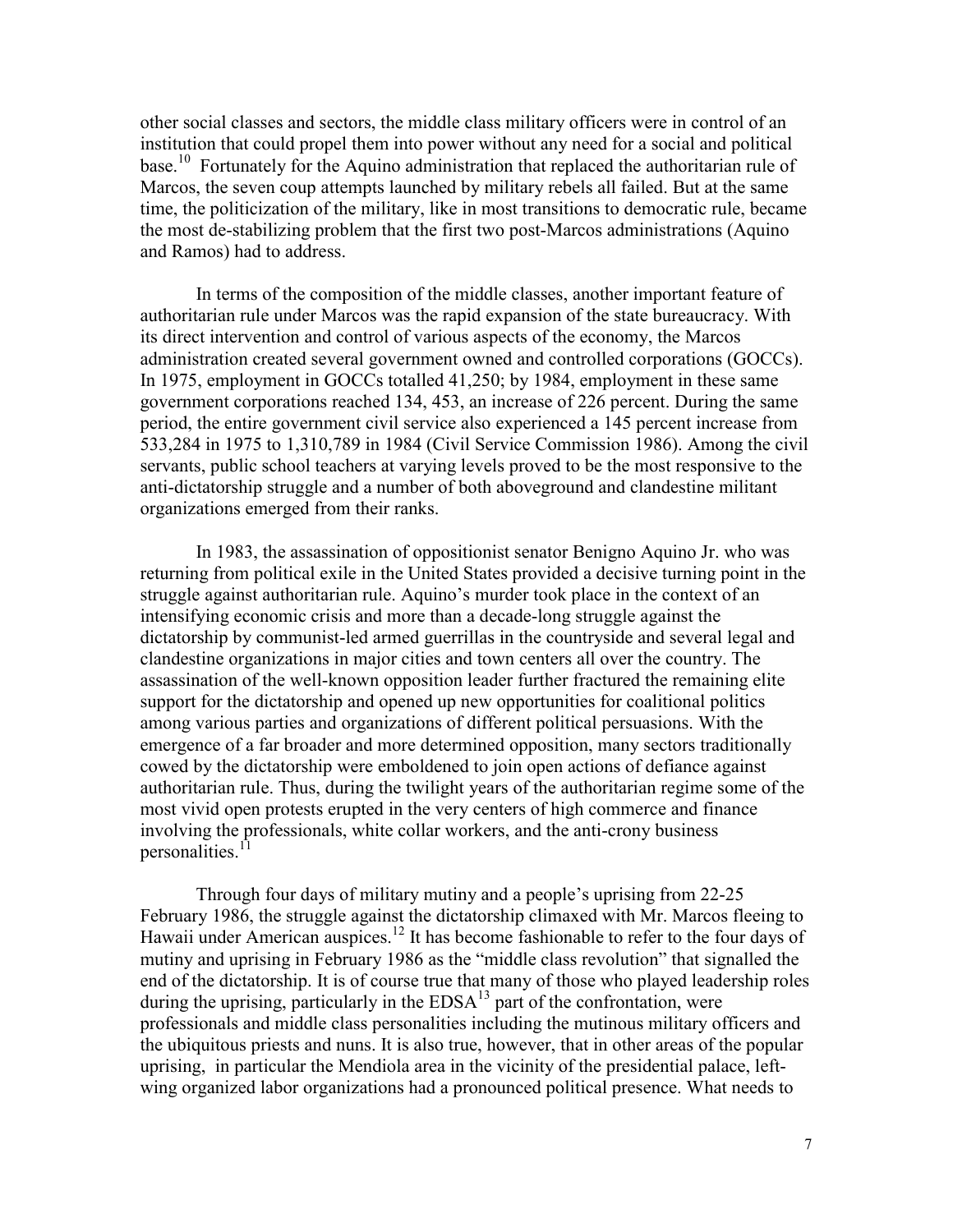other social classes and sectors, the middle class military officers were in control of an institution that could propel them into power without any need for a social and political base.[10] Fortunately for the Aquino administration that replaced the authoritarian rule of Marcos, the seven coup attempts launched by military rebels all failed. But at the same time, the politicization of the military, like in most transitions to democratic rule, became the most de-stabilizing problem that the first two post-Marcos administrations (Aquino and Ramos) had to address.

In terms of the composition of the middle classes, another important feature of authoritarian rule under Marcos was the rapid expansion of the state bureaucracy. With its direct intervention and control of various aspects of the economy, the Marcos administration created several government owned and controlled corporations (GOCCs). In 1975, employment in GOCCs totalled 41,250; by 1984, employment in these same government corporations reached 134, 453, an increase of 226 percent. During the same period, the entire government civil service also experienced a 145 percent increase from 533,284 in 1975 to 1,310,789 in 1984 (Civil Service Commission 1986). Among the civil servants, public school teachers at varying levels proved to be the most responsive to the anti-dictatorship struggle and a number of both aboveground and clandestine militant organizations emerged from their ranks.

In 1983, the assassination of oppositionist senator Benigno Aquino Jr. who was returning from political exile in the United States provided a decisive turning point in the struggle against authoritarian rule. Aquino's murder took place in the context of an intensifying economic crisis and more than a decade-long struggle against the dictatorship by communist-led armed guerrillas in the countryside and several legal and clandestine organizations in major cities and town centers all over the country. The assassination of the well-known opposition leader further fractured the remaining elite support for the dictatorship and opened up new opportunities for coalitional politics among various parties and organizations of different political persuasions. With the emergence of a far broader and more determined opposition, many sectors traditionally cowed by the dictatorship were emboldened to join open actions of defiance against authoritarian rule. Thus, during the twilight years of the authoritarian regime some of the most vivid open protests erupted in the very centers of high commerce and finance involving the professionals, white collar workers, and the anti-crony business personalities.[11]

Through four days of military mutiny and a people's uprising from 22-25 February 1986, the struggle against the dictatorship climaxed with Mr. Marcos fleeing to Hawaii under American auspices.[12] It has become fashionable to refer to the four days of mutiny and uprising in February 1986 as the "middle class revolution" that signalled the end of the dictatorship. It is of course true that many of those who played leadership roles during the uprising, particularly in the EDSA[13] part of the confrontation, were professionals and middle class personalities including the mutinous military officers and the ubiquitous priests and nuns. It is also true, however, that in other areas of the popular uprising, in particular the Mendiola area in the vicinity of the presidential palace, left-wing organized labor organizations had a pronounced political presence. What needs to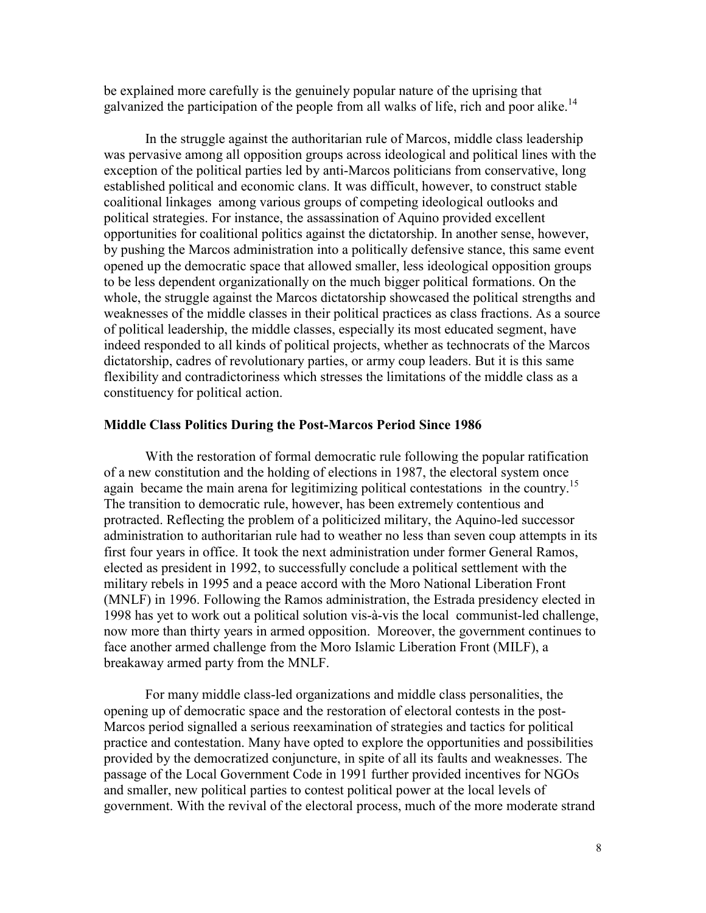be explained more carefully is the genuinely popular nature of the uprising that galvanized the participation of the people from all walks of life, rich and poor alike.[14]

In the struggle against the authoritarian rule of Marcos, middle class leadership was pervasive among all opposition groups across ideological and political lines with the exception of the political parties led by anti-Marcos politicians from conservative, long established political and economic clans. It was difficult, however, to construct stable coalitional linkages among various groups of competing ideological outlooks and political strategies. For instance, the assassination of Aquino provided excellent opportunities for coalitional politics against the dictatorship. In another sense, however, by pushing the Marcos administration into a politically defensive stance, this same event opened up the democratic space that allowed smaller, less ideological opposition groups to be less dependent organizationally on the much bigger political formations. On the whole, the struggle against the Marcos dictatorship showcased the political strengths and weaknesses of the middle classes in their political practices as class fractions. As a source of political leadership, the middle classes, especially its most educated segment, have indeed responded to all kinds of political projects, whether as technocrats of the Marcos dictatorship, cadres of revolutionary parties, or army coup leaders. But it is this same flexibility and contradictoriness which stresses the limitations of the middle class as a constituency for political action.

**Middle Class Politics During the Post-Marcos Period Since 1986**

With the restoration of formal democratic rule following the popular ratification of a new constitution and the holding of elections in 1987, the electoral system once again became the main arena for legitimizing political contestations in the country.[15] The transition to democratic rule, however, has been extremely contentious and protracted. Reflecting the problem of a politicized military, the Aquino-led successor administration to authoritarian rule had to weather no less than seven coup attempts in its first four years in office. It took the next administration under former General Ramos, elected as president in 1992, to successfully conclude a political settlement with the military rebels in 1995 and a peace accord with the Moro National Liberation Front (MNLF) in 1996. Following the Ramos administration, the Estrada presidency elected in 1998 has yet to work out a political solution vis-à-vis the local communist-led challenge, now more than thirty years in armed opposition. Moreover, the government continues to face another armed challenge from the Moro Islamic Liberation Front (MILF), a breakaway armed party from the MNLF.

For many middle class-led organizations and middle class personalities, the opening up of democratic space and the restoration of electoral contests in the post-Marcos period signalled a serious reexamination of strategies and tactics for political practice and contestation. Many have opted to explore the opportunities and possibilities provided by the democratized conjuncture, in spite of all its faults and weaknesses. The passage of the Local Government Code in 1991 further provided incentives for NGOs and smaller, new political parties to contest political power at the local levels of government. With the revival of the electoral process, much of the more moderate strand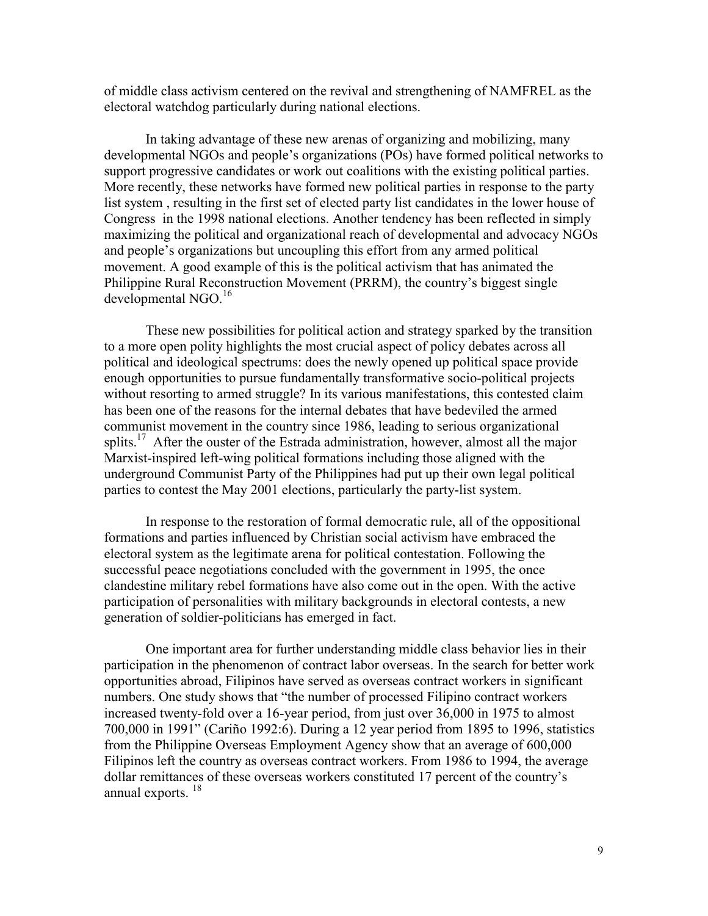of middle class activism centered on the revival and strengthening of NAMFREL as the electoral watchdog particularly during national elections.

In taking advantage of these new arenas of organizing and mobilizing, many developmental NGOs and people's organizations (POs) have formed political networks to support progressive candidates or work out coalitions with the existing political parties. More recently, these networks have formed new political parties in response to the party list system , resulting in the first set of elected party list candidates in the lower house of Congress in the 1998 national elections. Another tendency has been reflected in simply maximizing the political and organizational reach of developmental and advocacy NGOs and people's organizations but uncoupling this effort from any armed political movement. A good example of this is the political activism that has animated the Philippine Rural Reconstruction Movement (PRRM), the country's biggest single developmental NGO.[16]

These new possibilities for political action and strategy sparked by the transition to a more open polity highlights the most crucial aspect of policy debates across all political and ideological spectrums: does the newly opened up political space provide enough opportunities to pursue fundamentally transformative socio-political projects without resorting to armed struggle? In its various manifestations, this contested claim has been one of the reasons for the internal debates that have bedeviled the armed communist movement in the country since 1986, leading to serious organizational splits.[17] After the ouster of the Estrada administration, however, almost all the major Marxist-inspired left-wing political formations including those aligned with the underground Communist Party of the Philippines had put up their own legal political parties to contest the May 2001 elections, particularly the party-list system.

In response to the restoration of formal democratic rule, all of the oppositional formations and parties influenced by Christian social activism have embraced the electoral system as the legitimate arena for political contestation. Following the successful peace negotiations concluded with the government in 1995, the once clandestine military rebel formations have also come out in the open. With the active participation of personalities with military backgrounds in electoral contests, a new generation of soldier-politicians has emerged in fact.

One important area for further understanding middle class behavior lies in their participation in the phenomenon of contract labor overseas. In the search for better work opportunities abroad, Filipinos have served as overseas contract workers in significant numbers. One study shows that "the number of processed Filipino contract workers increased twenty-fold over a 16-year period, from just over 36,000 in 1975 to almost 700,000 in 1991" (Cariño 1992:6). During a 12 year period from 1895 to 1996, statistics from the Philippine Overseas Employment Agency show that an average of 600,000 Filipinos left the country as overseas contract workers. From 1986 to 1994, the average dollar remittances of these overseas workers constituted 17 percent of the country's annual exports. [18]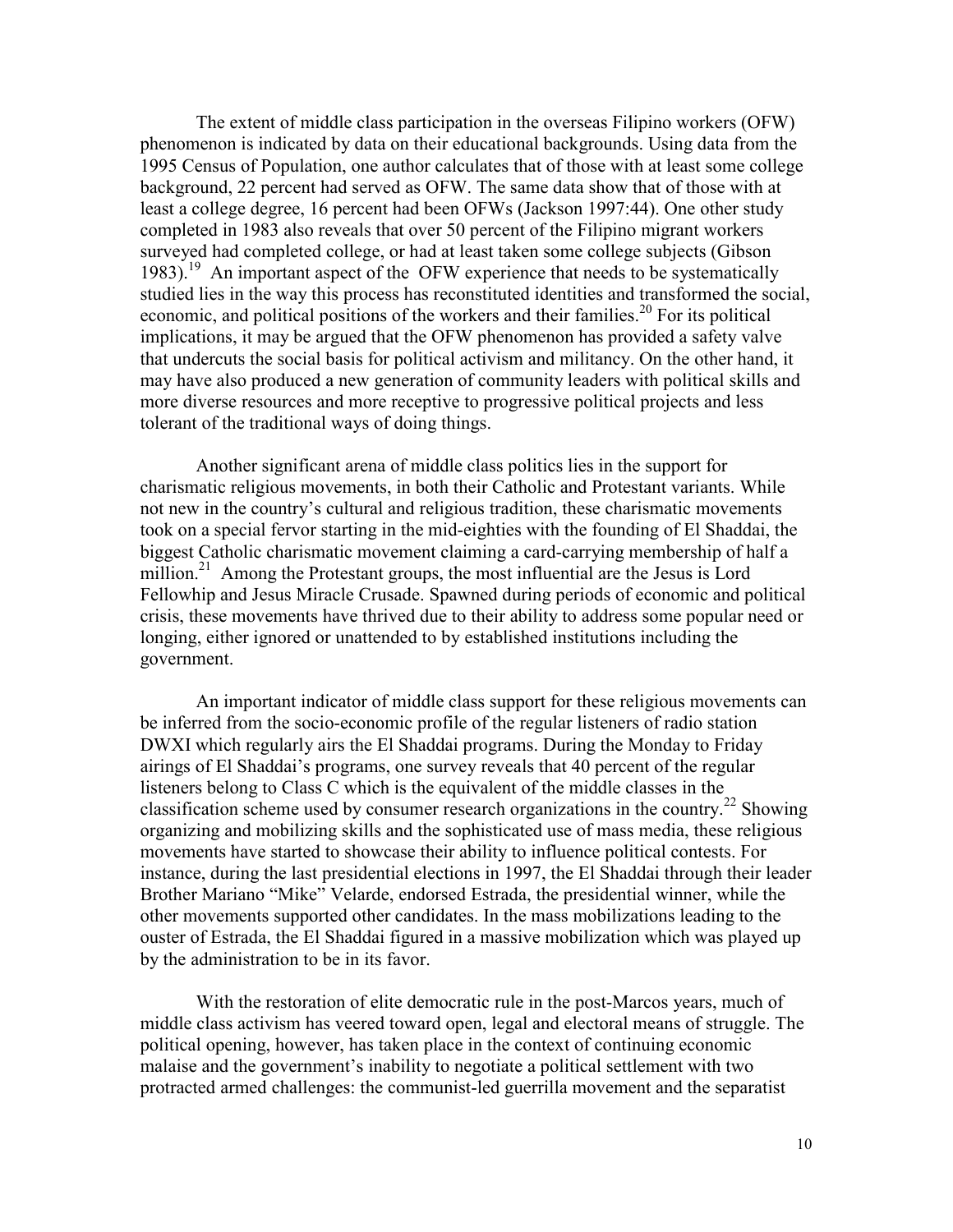The extent of middle class participation in the overseas Filipino workers (OFW) phenomenon is indicated by data on their educational backgrounds. Using data from the 1995 Census of Population, one author calculates that of those with at least some college background, 22 percent had served as OFW. The same data show that of those with at least a college degree, 16 percent had been OFWs (Jackson 1997:44). One other study completed in 1983 also reveals that over 50 percent of the Filipino migrant workers surveyed had completed college, or had at least taken some college subjects (Gibson 1983).[19] An important aspect of the OFW experience that needs to be systematically studied lies in the way this process has reconstituted identities and transformed the social, economic, and political positions of the workers and their families.[20] For its political implications, it may be argued that the OFW phenomenon has provided a safety valve that undercuts the social basis for political activism and militancy. On the other hand, it may have also produced a new generation of community leaders with political skills and more diverse resources and more receptive to progressive political projects and less tolerant of the traditional ways of doing things.

Another significant arena of middle class politics lies in the support for charismatic religious movements, in both their Catholic and Protestant variants. While not new in the country's cultural and religious tradition, these charismatic movements took on a special fervor starting in the mid-eighties with the founding of El Shaddai, the biggest Catholic charismatic movement claiming a card-carrying membership of half a million.[21] Among the Protestant groups, the most influential are the Jesus is Lord Fellowhip and Jesus Miracle Crusade. Spawned during periods of economic and political crisis, these movements have thrived due to their ability to address some popular need or longing, either ignored or unattended to by established institutions including the government.

An important indicator of middle class support for these religious movements can be inferred from the socio-economic profile of the regular listeners of radio station DWXI which regularly airs the El Shaddai programs. During the Monday to Friday airings of El Shaddai's programs, one survey reveals that 40 percent of the regular listeners belong to Class C which is the equivalent of the middle classes in the classification scheme used by consumer research organizations in the country.[22] Showing organizing and mobilizing skills and the sophisticated use of mass media, these religious movements have started to showcase their ability to influence political contests. For instance, during the last presidential elections in 1997, the El Shaddai through their leader Brother Mariano "Mike" Velarde, endorsed Estrada, the presidential winner, while the other movements supported other candidates. In the mass mobilizations leading to the ouster of Estrada, the El Shaddai figured in a massive mobilization which was played up by the administration to be in its favor.

With the restoration of elite democratic rule in the post-Marcos years, much of middle class activism has veered toward open, legal and electoral means of struggle. The political opening, however, has taken place in the context of continuing economic malaise and the government's inability to negotiate a political settlement with two protracted armed challenges: the communist-led guerrilla movement and the separatist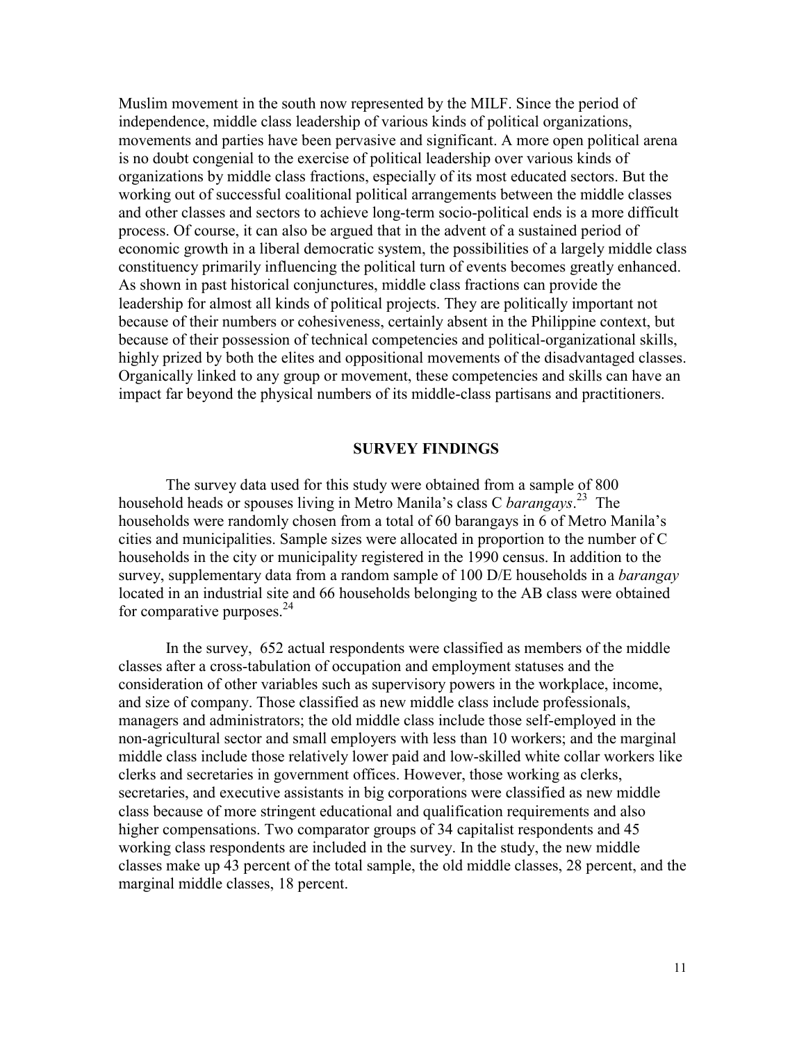Muslim movement in the south now represented by the MILF. Since the period of independence, middle class leadership of various kinds of political organizations, movements and parties have been pervasive and significant. A more open political arena is no doubt congenial to the exercise of political leadership over various kinds of organizations by middle class fractions, especially of its most educated sectors. But the working out of successful coalitional political arrangements between the middle classes and other classes and sectors to achieve long-term socio-political ends is a more difficult process. Of course, it can also be argued that in the advent of a sustained period of economic growth in a liberal democratic system, the possibilities of a largely middle class constituency primarily influencing the political turn of events becomes greatly enhanced. As shown in past historical conjunctures, middle class fractions can provide the leadership for almost all kinds of political projects. They are politically important not because of their numbers or cohesiveness, certainly absent in the Philippine context, but because of their possession of technical competencies and political-organizational skills, highly prized by both the elites and oppositional movements of the disadvantaged classes. Organically linked to any group or movement, these competencies and skills can have an impact far beyond the physical numbers of its middle-class partisans and practitioners.

## SURVEY FINDINGS

The survey data used for this study were obtained from a sample of 800 household heads or spouses living in Metro Manila's class C *barangays*.[23] The households were randomly chosen from a total of 60 barangays in 6 of Metro Manila's cities and municipalities. Sample sizes were allocated in proportion to the number of C households in the city or municipality registered in the 1990 census. In addition to the survey, supplementary data from a random sample of 100 D/E households in a *barangay* located in an industrial site and 66 households belonging to the AB class were obtained for comparative purposes.[24]

In the survey, 652 actual respondents were classified as members of the middle classes after a cross-tabulation of occupation and employment statuses and the consideration of other variables such as supervisory powers in the workplace, income, and size of company. Those classified as new middle class include professionals, managers and administrators; the old middle class include those self-employed in the non-agricultural sector and small employers with less than 10 workers; and the marginal middle class include those relatively lower paid and low-skilled white collar workers like clerks and secretaries in government offices. However, those working as clerks, secretaries, and executive assistants in big corporations were classified as new middle class because of more stringent educational and qualification requirements and also higher compensations. Two comparator groups of 34 capitalist respondents and 45 working class respondents are included in the survey. In the study, the new middle classes make up 43 percent of the total sample, the old middle classes, 28 percent, and the marginal middle classes, 18 percent.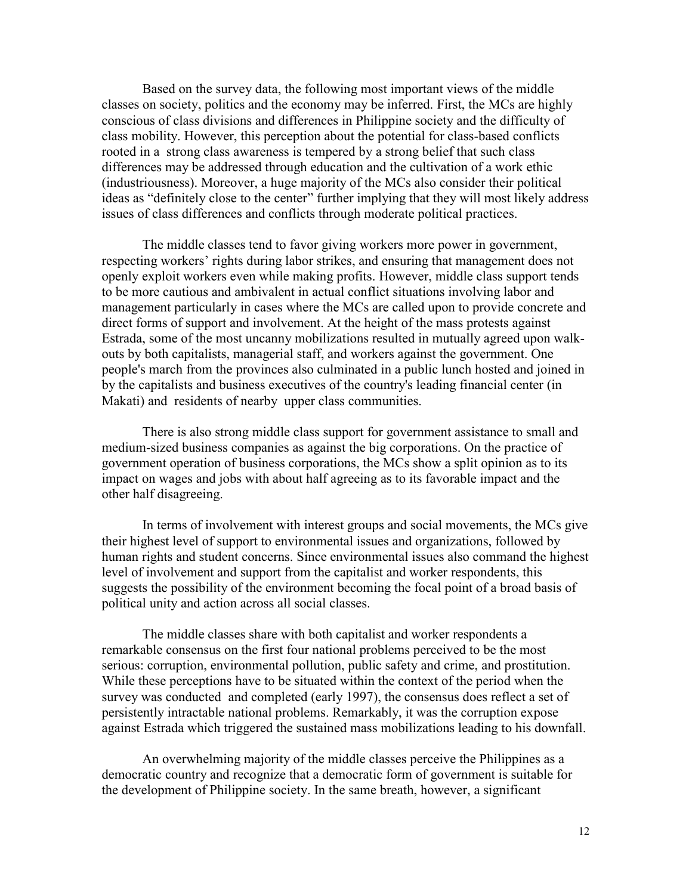Based on the survey data, the following most important views of the middle classes on society, politics and the economy may be inferred. First, the MCs are highly conscious of class divisions and differences in Philippine society and the difficulty of class mobility. However, this perception about the potential for class-based conflicts rooted in a strong class awareness is tempered by a strong belief that such class differences may be addressed through education and the cultivation of a work ethic (industriousness). Moreover, a huge majority of the MCs also consider their political ideas as "definitely close to the center" further implying that they will most likely address issues of class differences and conflicts through moderate political practices.

The middle classes tend to favor giving workers more power in government, respecting workers' rights during labor strikes, and ensuring that management does not openly exploit workers even while making profits. However, middle class support tends to be more cautious and ambivalent in actual conflict situations involving labor and management particularly in cases where the MCs are called upon to provide concrete and direct forms of support and involvement. At the height of the mass protests against Estrada, some of the most uncanny mobilizations resulted in mutually agreed upon walk-outs by both capitalists, managerial staff, and workers against the government. One people's march from the provinces also culminated in a public lunch hosted and joined in by the capitalists and business executives of the country's leading financial center (in Makati) and residents of nearby upper class communities.

There is also strong middle class support for government assistance to small and medium-sized business companies as against the big corporations. On the practice of government operation of business corporations, the MCs show a split opinion as to its impact on wages and jobs with about half agreeing as to its favorable impact and the other half disagreeing.

In terms of involvement with interest groups and social movements, the MCs give their highest level of support to environmental issues and organizations, followed by human rights and student concerns. Since environmental issues also command the highest level of involvement and support from the capitalist and worker respondents, this suggests the possibility of the environment becoming the focal point of a broad basis of political unity and action across all social classes.

The middle classes share with both capitalist and worker respondents a remarkable consensus on the first four national problems perceived to be the most serious: corruption, environmental pollution, public safety and crime, and prostitution. While these perceptions have to be situated within the context of the period when the survey was conducted and completed (early 1997), the consensus does reflect a set of persistently intractable national problems. Remarkably, it was the corruption expose against Estrada which triggered the sustained mass mobilizations leading to his downfall.

An overwhelming majority of the middle classes perceive the Philippines as a democratic country and recognize that a democratic form of government is suitable for the development of Philippine society. In the same breath, however, a significant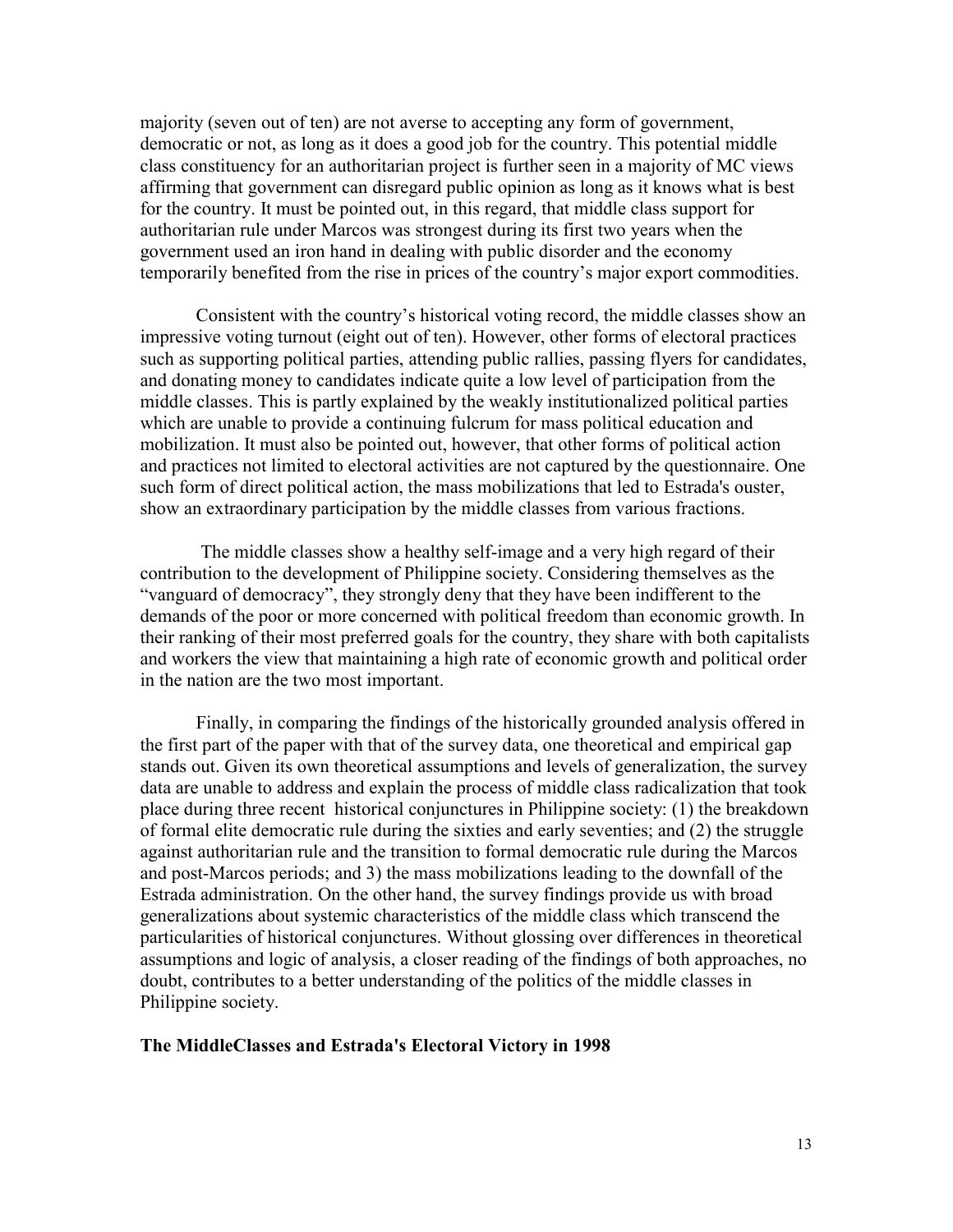majority (seven out of ten) are not averse to accepting any form of government, democratic or not, as long as it does a good job for the country. This potential middle class constituency for an authoritarian project is further seen in a majority of MC views affirming that government can disregard public opinion as long as it knows what is best for the country. It must be pointed out, in this regard, that middle class support for authoritarian rule under Marcos was strongest during its first two years when the government used an iron hand in dealing with public disorder and the economy temporarily benefited from the rise in prices of the country's major export commodities.

Consistent with the country's historical voting record, the middle classes show an impressive voting turnout (eight out of ten). However, other forms of electoral practices such as supporting political parties, attending public rallies, passing flyers for candidates, and donating money to candidates indicate quite a low level of participation from the middle classes. This is partly explained by the weakly institutionalized political parties which are unable to provide a continuing fulcrum for mass political education and mobilization. It must also be pointed out, however, that other forms of political action and practices not limited to electoral activities are not captured by the questionnaire. One such form of direct political action, the mass mobilizations that led to Estrada's ouster, show an extraordinary participation by the middle classes from various fractions.

The middle classes show a healthy self-image and a very high regard of their contribution to the development of Philippine society. Considering themselves as the "vanguard of democracy", they strongly deny that they have been indifferent to the demands of the poor or more concerned with political freedom than economic growth. In their ranking of their most preferred goals for the country, they share with both capitalists and workers the view that maintaining a high rate of economic growth and political order in the nation are the two most important.

Finally, in comparing the findings of the historically grounded analysis offered in the first part of the paper with that of the survey data, one theoretical and empirical gap stands out. Given its own theoretical assumptions and levels of generalization, the survey data are unable to address and explain the process of middle class radicalization that took place during three recent historical conjunctures in Philippine society: (1) the breakdown of formal elite democratic rule during the sixties and early seventies; and (2) the struggle against authoritarian rule and the transition to formal democratic rule during the Marcos and post-Marcos periods; and 3) the mass mobilizations leading to the downfall of the Estrada administration. On the other hand, the survey findings provide us with broad generalizations about systemic characteristics of the middle class which transcend the particularities of historical conjunctures. Without glossing over differences in theoretical assumptions and logic of analysis, a closer reading of the findings of both approaches, no doubt, contributes to a better understanding of the politics of the middle classes in Philippine society.

**The MiddleClasses and Estrada's Electoral Victory in 1998**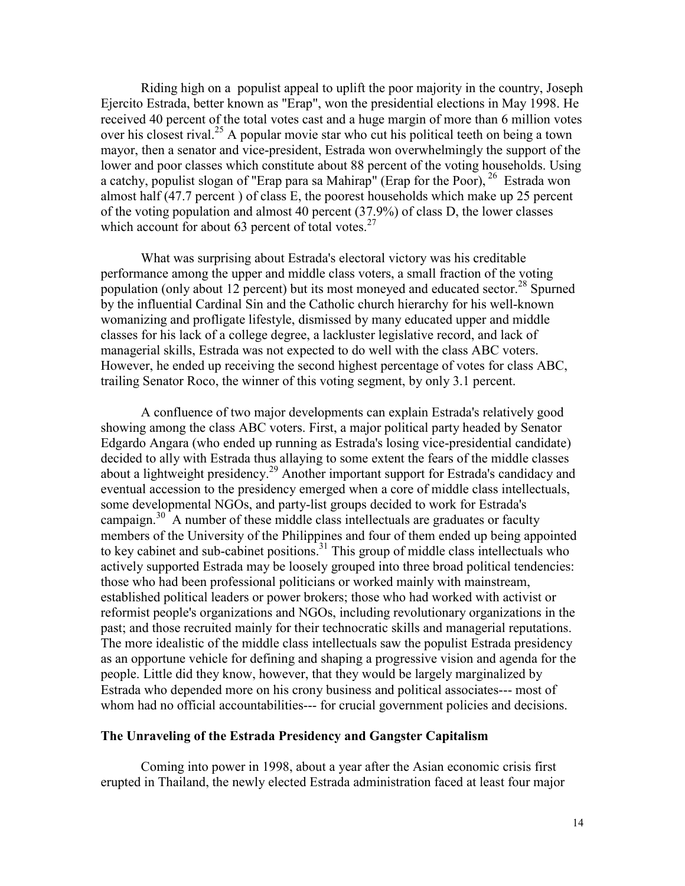Riding high on a populist appeal to uplift the poor majority in the country, Joseph Ejercito Estrada, better known as "Erap", won the presidential elections in May 1998. He received 40 percent of the total votes cast and a huge margin of more than 6 million votes over his closest rival.[25] A popular movie star who cut his political teeth on being a town mayor, then a senator and vice-president, Estrada won overwhelmingly the support of the lower and poor classes which constitute about 88 percent of the voting households. Using a catchy, populist slogan of "Erap para sa Mahirap" (Erap for the Poor), [26] Estrada won almost half (47.7 percent ) of class E, the poorest households which make up 25 percent of the voting population and almost 40 percent (37.9%) of class D, the lower classes which account for about 63 percent of total votes.[27]

What was surprising about Estrada's electoral victory was his creditable performance among the upper and middle class voters, a small fraction of the voting population (only about 12 percent) but its most moneyed and educated sector.[28] Spurned by the influential Cardinal Sin and the Catholic church hierarchy for his well-known womanizing and profligate lifestyle, dismissed by many educated upper and middle classes for his lack of a college degree, a lackluster legislative record, and lack of managerial skills, Estrada was not expected to do well with the class ABC voters. However, he ended up receiving the second highest percentage of votes for class ABC, trailing Senator Roco, the winner of this voting segment, by only 3.1 percent.

A confluence of two major developments can explain Estrada's relatively good showing among the class ABC voters. First, a major political party headed by Senator Edgardo Angara (who ended up running as Estrada's losing vice-presidential candidate) decided to ally with Estrada thus allaying to some extent the fears of the middle classes about a lightweight presidency.[29] Another important support for Estrada's candidacy and eventual accession to the presidency emerged when a core of middle class intellectuals, some developmental NGOs, and party-list groups decided to work for Estrada's campaign.[30] A number of these middle class intellectuals are graduates or faculty members of the University of the Philippines and four of them ended up being appointed to key cabinet and sub-cabinet positions.[31] This group of middle class intellectuals who actively supported Estrada may be loosely grouped into three broad political tendencies: those who had been professional politicians or worked mainly with mainstream, established political leaders or power brokers; those who had worked with activist or reformist people's organizations and NGOs, including revolutionary organizations in the past; and those recruited mainly for their technocratic skills and managerial reputations. The more idealistic of the middle class intellectuals saw the populist Estrada presidency as an opportune vehicle for defining and shaping a progressive vision and agenda for the people. Little did they know, however, that they would be largely marginalized by Estrada who depended more on his crony business and political associates--- most of whom had no official accountabilities--- for crucial government policies and decisions.

### The Unraveling of the Estrada Presidency and Gangster Capitalism

Coming into power in 1998, about a year after the Asian economic crisis first erupted in Thailand, the newly elected Estrada administration faced at least four major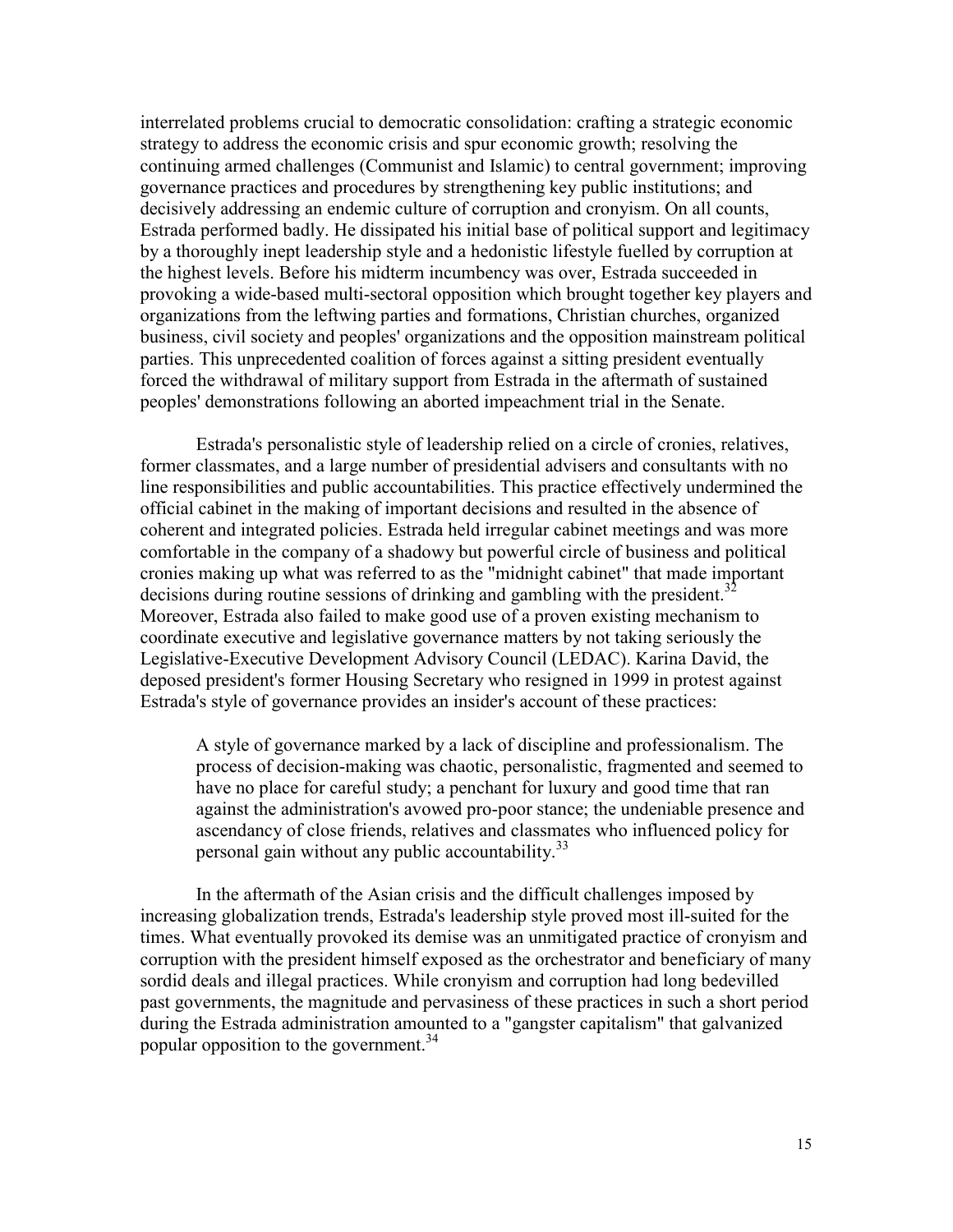interrelated problems crucial to democratic consolidation: crafting a strategic economic strategy to address the economic crisis and spur economic growth; resolving the continuing armed challenges (Communist and Islamic) to central government; improving governance practices and procedures by strengthening key public institutions; and decisively addressing an endemic culture of corruption and cronyism. On all counts, Estrada performed badly. He dissipated his initial base of political support and legitimacy by a thoroughly inept leadership style and a hedonistic lifestyle fuelled by corruption at the highest levels. Before his midterm incumbency was over, Estrada succeeded in provoking a wide-based multi-sectoral opposition which brought together key players and organizations from the leftwing parties and formations, Christian churches, organized business, civil society and peoples' organizations and the opposition mainstream political parties. This unprecedented coalition of forces against a sitting president eventually forced the withdrawal of military support from Estrada in the aftermath of sustained peoples' demonstrations following an aborted impeachment trial in the Senate.

Estrada's personalistic style of leadership relied on a circle of cronies, relatives, former classmates, and a large number of presidential advisers and consultants with no line responsibilities and public accountabilities. This practice effectively undermined the official cabinet in the making of important decisions and resulted in the absence of coherent and integrated policies. Estrada held irregular cabinet meetings and was more comfortable in the company of a shadowy but powerful circle of business and political cronies making up what was referred to as the "midnight cabinet" that made important decisions during routine sessions of drinking and gambling with the president.[32] Moreover, Estrada also failed to make good use of a proven existing mechanism to coordinate executive and legislative governance matters by not taking seriously the Legislative-Executive Development Advisory Council (LEDAC). Karina David, the deposed president's former Housing Secretary who resigned in 1999 in protest against Estrada's style of governance provides an insider's account of these practices:

> A style of governance marked by a lack of discipline and professionalism. The process of decision-making was chaotic, personalistic, fragmented and seemed to have no place for careful study; a penchant for luxury and good time that ran against the administration's avowed pro-poor stance; the undeniable presence and ascendancy of close friends, relatives and classmates who influenced policy for personal gain without any public accountability.[33]

In the aftermath of the Asian crisis and the difficult challenges imposed by increasing globalization trends, Estrada's leadership style proved most ill-suited for the times. What eventually provoked its demise was an unmitigated practice of cronyism and corruption with the president himself exposed as the orchestrator and beneficiary of many sordid deals and illegal practices. While cronyism and corruption had long bedevilled past governments, the magnitude and pervasiness of these practices in such a short period during the Estrada administration amounted to a "gangster capitalism" that galvanized popular opposition to the government.[34]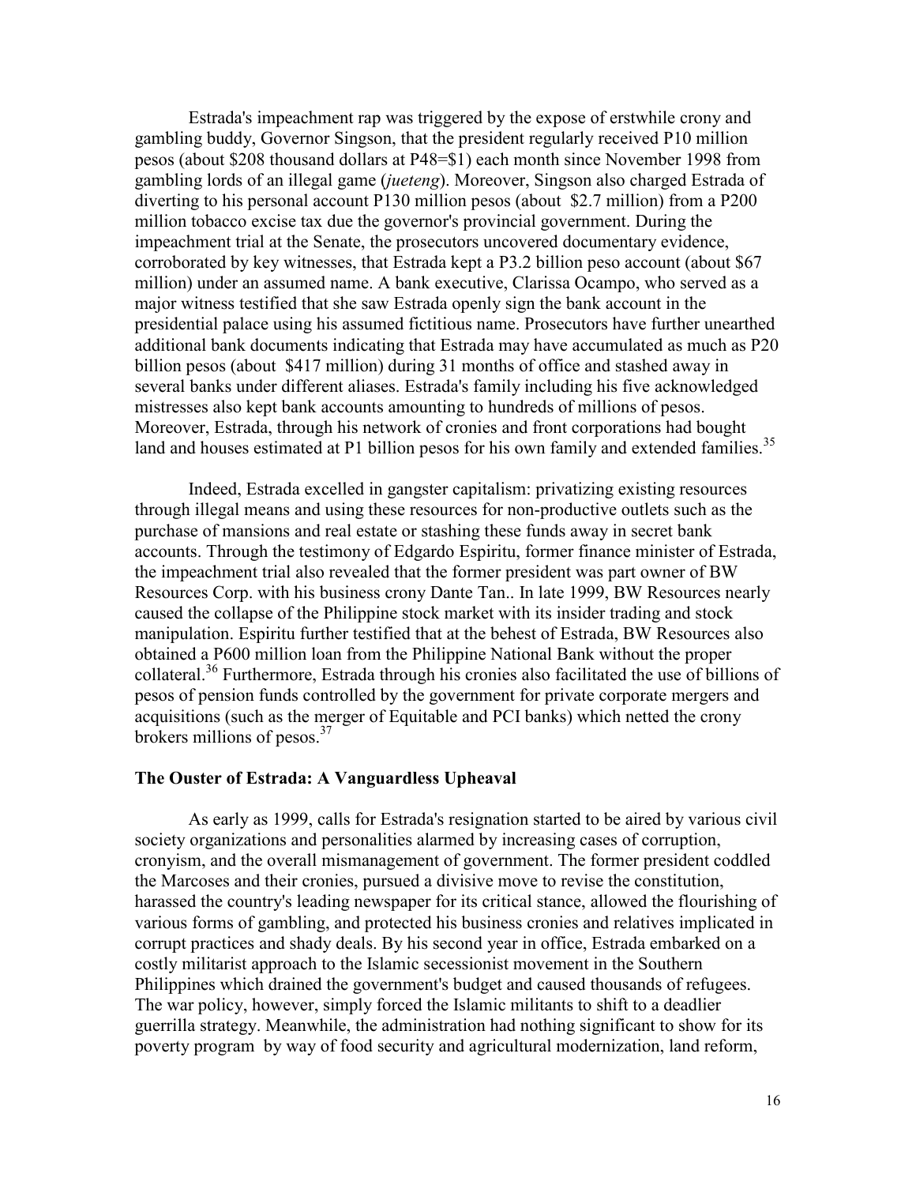Estrada's impeachment rap was triggered by the expose of erstwhile crony and gambling buddy, Governor Singson, that the president regularly received P10 million pesos (about $208 thousand dollars at P48=$1) each month since November 1998 from gambling lords of an illegal game (*jueteng*). Moreover, Singson also charged Estrada of diverting to his personal account P130 million pesos (about $2.7 million) from a P200 million tobacco excise tax due the governor's provincial government. During the impeachment trial at the Senate, the prosecutors uncovered documentary evidence, corroborated by key witnesses, that Estrada kept a P3.2 billion peso account (about $67 million) under an assumed name. A bank executive, Clarissa Ocampo, who served as a major witness testified that she saw Estrada openly sign the bank account in the presidential palace using his assumed fictitious name. Prosecutors have further unearthed additional bank documents indicating that Estrada may have accumulated as much as P20 billion pesos (about $417 million) during 31 months of office and stashed away in several banks under different aliases. Estrada's family including his five acknowledged mistresses also kept bank accounts amounting to hundreds of millions of pesos. Moreover, Estrada, through his network of cronies and front corporations had bought land and houses estimated at P1 billion pesos for his own family and extended families.[35]

Indeed, Estrada excelled in gangster capitalism: privatizing existing resources through illegal means and using these resources for non-productive outlets such as the purchase of mansions and real estate or stashing these funds away in secret bank accounts. Through the testimony of Edgardo Espiritu, former finance minister of Estrada, the impeachment trial also revealed that the former president was part owner of BW Resources Corp. with his business crony Dante Tan.. In late 1999, BW Resources nearly caused the collapse of the Philippine stock market with its insider trading and stock manipulation. Espiritu further testified that at the behest of Estrada, BW Resources also obtained a P600 million loan from the Philippine National Bank without the proper collateral.[36] Furthermore, Estrada through his cronies also facilitated the use of billions of pesos of pension funds controlled by the government for private corporate mergers and acquisitions (such as the merger of Equitable and PCI banks) which netted the crony brokers millions of pesos.[37]

### The Ouster of Estrada: A Vanguardless Upheaval

As early as 1999, calls for Estrada's resignation started to be aired by various civil society organizations and personalities alarmed by increasing cases of corruption, cronyism, and the overall mismanagement of government. The former president coddled the Marcoses and their cronies, pursued a divisive move to revise the constitution, harassed the country's leading newspaper for its critical stance, allowed the flourishing of various forms of gambling, and protected his business cronies and relatives implicated in corrupt practices and shady deals. By his second year in office, Estrada embarked on a costly militarist approach to the Islamic secessionist movement in the Southern Philippines which drained the government's budget and caused thousands of refugees. The war policy, however, simply forced the Islamic militants to shift to a deadlier guerrilla strategy. Meanwhile, the administration had nothing significant to show for its poverty program by way of food security and agricultural modernization, land reform,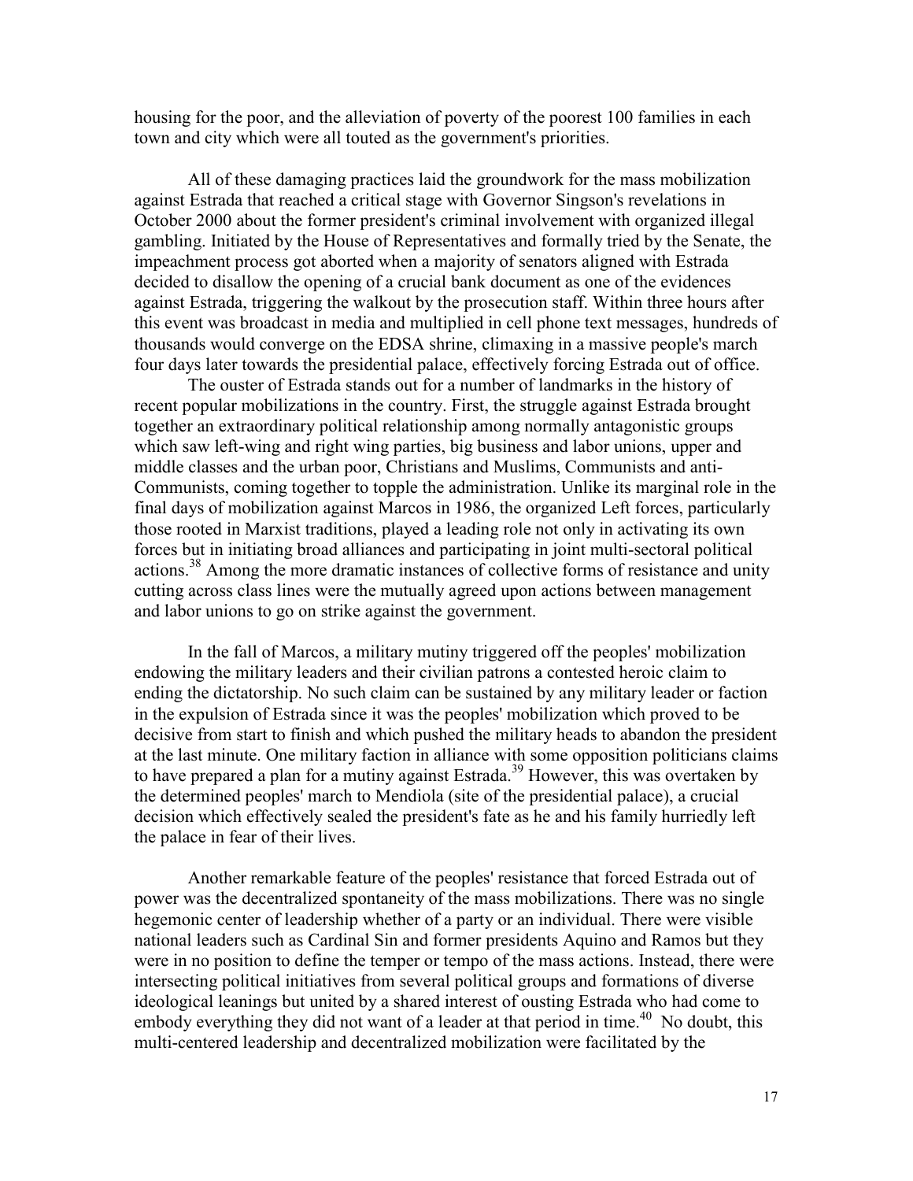housing for the poor, and the alleviation of poverty of the poorest 100 families in each town and city which were all touted as the government's priorities.

All of these damaging practices laid the groundwork for the mass mobilization against Estrada that reached a critical stage with Governor Singson's revelations in October 2000 about the former president's criminal involvement with organized illegal gambling. Initiated by the House of Representatives and formally tried by the Senate, the impeachment process got aborted when a majority of senators aligned with Estrada decided to disallow the opening of a crucial bank document as one of the evidences against Estrada, triggering the walkout by the prosecution staff. Within three hours after this event was broadcast in media and multiplied in cell phone text messages, hundreds of thousands would converge on the EDSA shrine, climaxing in a massive people's march four days later towards the presidential palace, effectively forcing Estrada out of office.

The ouster of Estrada stands out for a number of landmarks in the history of recent popular mobilizations in the country. First, the struggle against Estrada brought together an extraordinary political relationship among normally antagonistic groups which saw left-wing and right wing parties, big business and labor unions, upper and middle classes and the urban poor, Christians and Muslims, Communists and anti-Communists, coming together to topple the administration. Unlike its marginal role in the final days of mobilization against Marcos in 1986, the organized Left forces, particularly those rooted in Marxist traditions, played a leading role not only in activating its own forces but in initiating broad alliances and participating in joint multi-sectoral political actions.[38] Among the more dramatic instances of collective forms of resistance and unity cutting across class lines were the mutually agreed upon actions between management and labor unions to go on strike against the government.

In the fall of Marcos, a military mutiny triggered off the peoples' mobilization endowing the military leaders and their civilian patrons a contested heroic claim to ending the dictatorship. No such claim can be sustained by any military leader or faction in the expulsion of Estrada since it was the peoples' mobilization which proved to be decisive from start to finish and which pushed the military heads to abandon the president at the last minute. One military faction in alliance with some opposition politicians claims to have prepared a plan for a mutiny against Estrada.[39] However, this was overtaken by the determined peoples' march to Mendiola (site of the presidential palace), a crucial decision which effectively sealed the president's fate as he and his family hurriedly left the palace in fear of their lives.

Another remarkable feature of the peoples' resistance that forced Estrada out of power was the decentralized spontaneity of the mass mobilizations. There was no single hegemonic center of leadership whether of a party or an individual. There were visible national leaders such as Cardinal Sin and former presidents Aquino and Ramos but they were in no position to define the temper or tempo of the mass actions. Instead, there were intersecting political initiatives from several political groups and formations of diverse ideological leanings but united by a shared interest of ousting Estrada who had come to embody everything they did not want of a leader at that period in time.[40] No doubt, this multi-centered leadership and decentralized mobilization were facilitated by the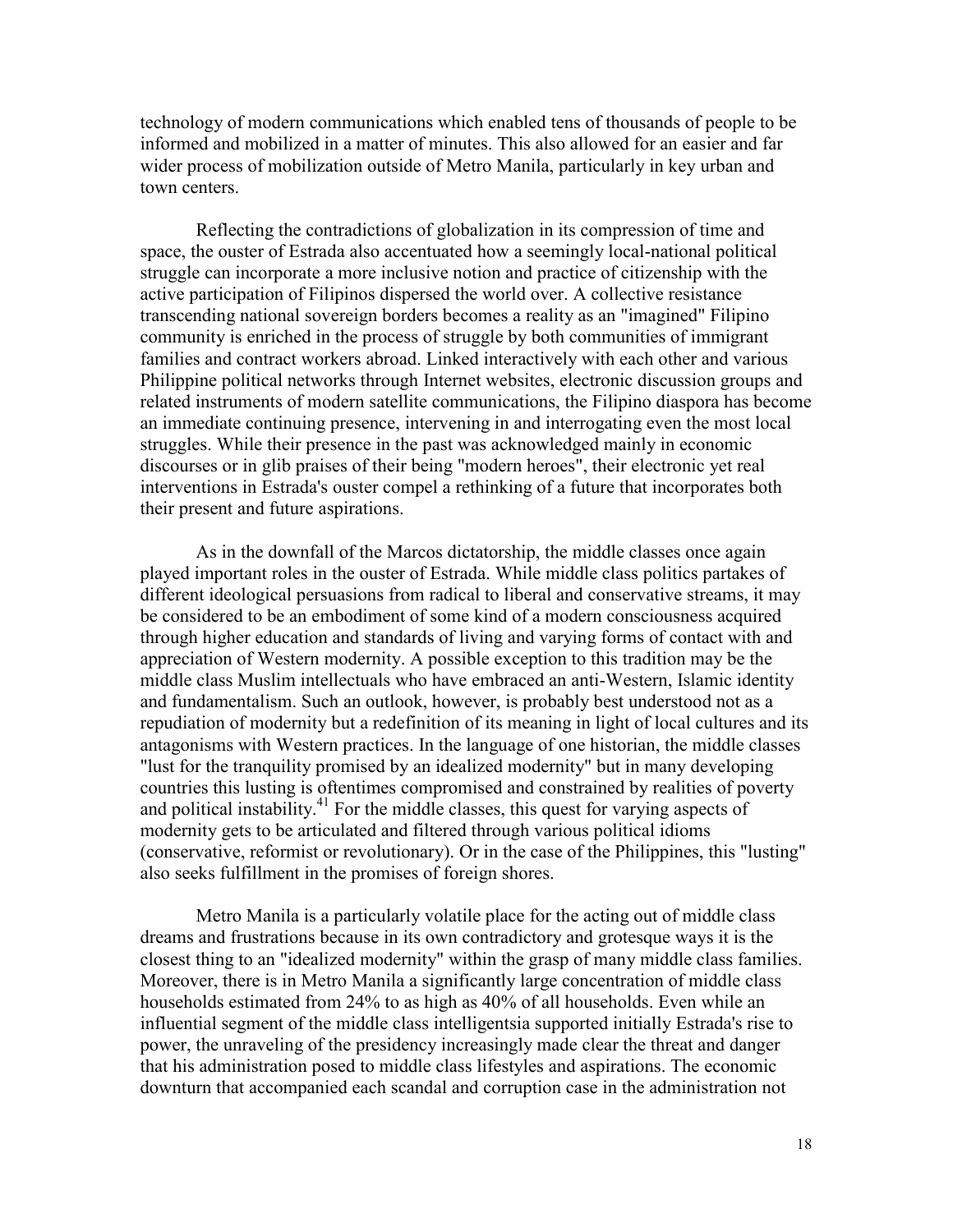technology of modern communications which enabled tens of thousands of people to be informed and mobilized in a matter of minutes. This also allowed for an easier and far wider process of mobilization outside of Metro Manila, particularly in key urban and town centers.

Reflecting the contradictions of globalization in its compression of time and space, the ouster of Estrada also accentuated how a seemingly local-national political struggle can incorporate a more inclusive notion and practice of citizenship with the active participation of Filipinos dispersed the world over. A collective resistance transcending national sovereign borders becomes a reality as an "imagined" Filipino community is enriched in the process of struggle by both communities of immigrant families and contract workers abroad. Linked interactively with each other and various Philippine political networks through Internet websites, electronic discussion groups and related instruments of modern satellite communications, the Filipino diaspora has become an immediate continuing presence, intervening in and interrogating even the most local struggles. While their presence in the past was acknowledged mainly in economic discourses or in glib praises of their being "modern heroes", their electronic yet real interventions in Estrada's ouster compel a rethinking of a future that incorporates both their present and future aspirations.

As in the downfall of the Marcos dictatorship, the middle classes once again played important roles in the ouster of Estrada. While middle class politics partakes of different ideological persuasions from radical to liberal and conservative streams, it may be considered to be an embodiment of some kind of a modern consciousness acquired through higher education and standards of living and varying forms of contact with and appreciation of Western modernity. A possible exception to this tradition may be the middle class Muslim intellectuals who have embraced an anti-Western, Islamic identity and fundamentalism. Such an outlook, however, is probably best understood not as a repudiation of modernity but a redefinition of its meaning in light of local cultures and its antagonisms with Western practices. In the language of one historian, the middle classes "lust for the tranquility promised by an idealized modernity" but in many developing countries this lusting is oftentimes compromised and constrained by realities of poverty and political instability.[41] For the middle classes, this quest for varying aspects of modernity gets to be articulated and filtered through various political idioms (conservative, reformist or revolutionary). Or in the case of the Philippines, this "lusting" also seeks fulfillment in the promises of foreign shores.

Metro Manila is a particularly volatile place for the acting out of middle class dreams and frustrations because in its own contradictory and grotesque ways it is the closest thing to an "idealized modernity" within the grasp of many middle class families. Moreover, there is in Metro Manila a significantly large concentration of middle class households estimated from 24% to as high as 40% of all households. Even while an influential segment of the middle class intelligentsia supported initially Estrada's rise to power, the unraveling of the presidency increasingly made clear the threat and danger that his administration posed to middle class lifestyles and aspirations. The economic downturn that accompanied each scandal and corruption case in the administration not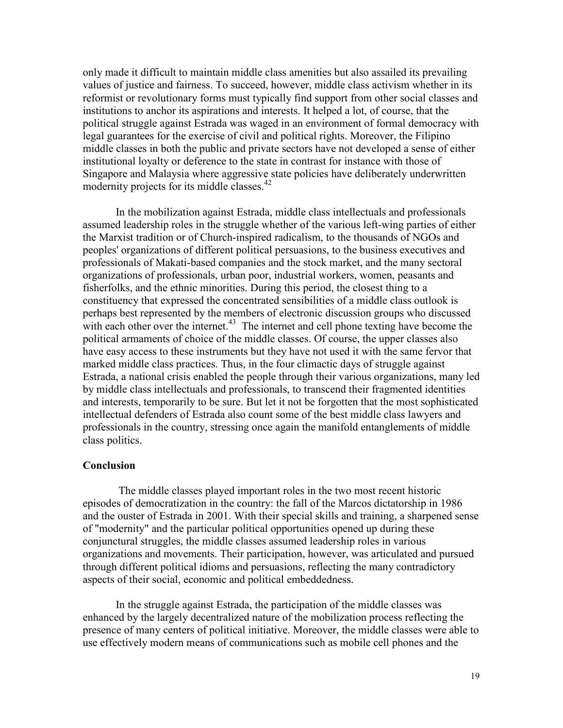only made it difficult to maintain middle class amenities but also assailed its prevailing values of justice and fairness. To succeed, however, middle class activism whether in its reformist or revolutionary forms must typically find support from other social classes and institutions to anchor its aspirations and interests. It helped a lot, of course, that the political struggle against Estrada was waged in an environment of formal democracy with legal guarantees for the exercise of civil and political rights. Moreover, the Filipino middle classes in both the public and private sectors have not developed a sense of either institutional loyalty or deference to the state in contrast for instance with those of Singapore and Malaysia where aggressive state policies have deliberately underwritten modernity projects for its middle classes.[42]

In the mobilization against Estrada, middle class intellectuals and professionals assumed leadership roles in the struggle whether of the various left-wing parties of either the Marxist tradition or of Church-inspired radicalism, to the thousands of NGOs and peoples' organizations of different political persuasions, to the business executives and professionals of Makati-based companies and the stock market, and the many sectoral organizations of professionals, urban poor, industrial workers, women, peasants and fisherfolks, and the ethnic minorities. During this period, the closest thing to a constituency that expressed the concentrated sensibilities of a middle class outlook is perhaps best represented by the members of electronic discussion groups who discussed with each other over the internet.[43] The internet and cell phone texting have become the political armaments of choice of the middle classes. Of course, the upper classes also have easy access to these instruments but they have not used it with the same fervor that marked middle class practices. Thus, in the four climactic days of struggle against Estrada, a national crisis enabled the people through their various organizations, many led by middle class intellectuals and professionals, to transcend their fragmented identities and interests, temporarily to be sure. But let it not be forgotten that the most sophisticated intellectual defenders of Estrada also count some of the best middle class lawyers and professionals in the country, stressing once again the manifold entanglements of middle class politics.

## Conclusion

The middle classes played important roles in the two most recent historic episodes of democratization in the country: the fall of the Marcos dictatorship in 1986 and the ouster of Estrada in 2001. With their special skills and training, a sharpened sense of "modernity" and the particular political opportunities opened up during these conjunctural struggles, the middle classes assumed leadership roles in various organizations and movements. Their participation, however, was articulated and pursued through different political idioms and persuasions, reflecting the many contradictory aspects of their social, economic and political embeddedness.

In the struggle against Estrada, the participation of the middle classes was enhanced by the largely decentralized nature of the mobilization process reflecting the presence of many centers of political initiative. Moreover, the middle classes were able to use effectively modern means of communications such as mobile cell phones and the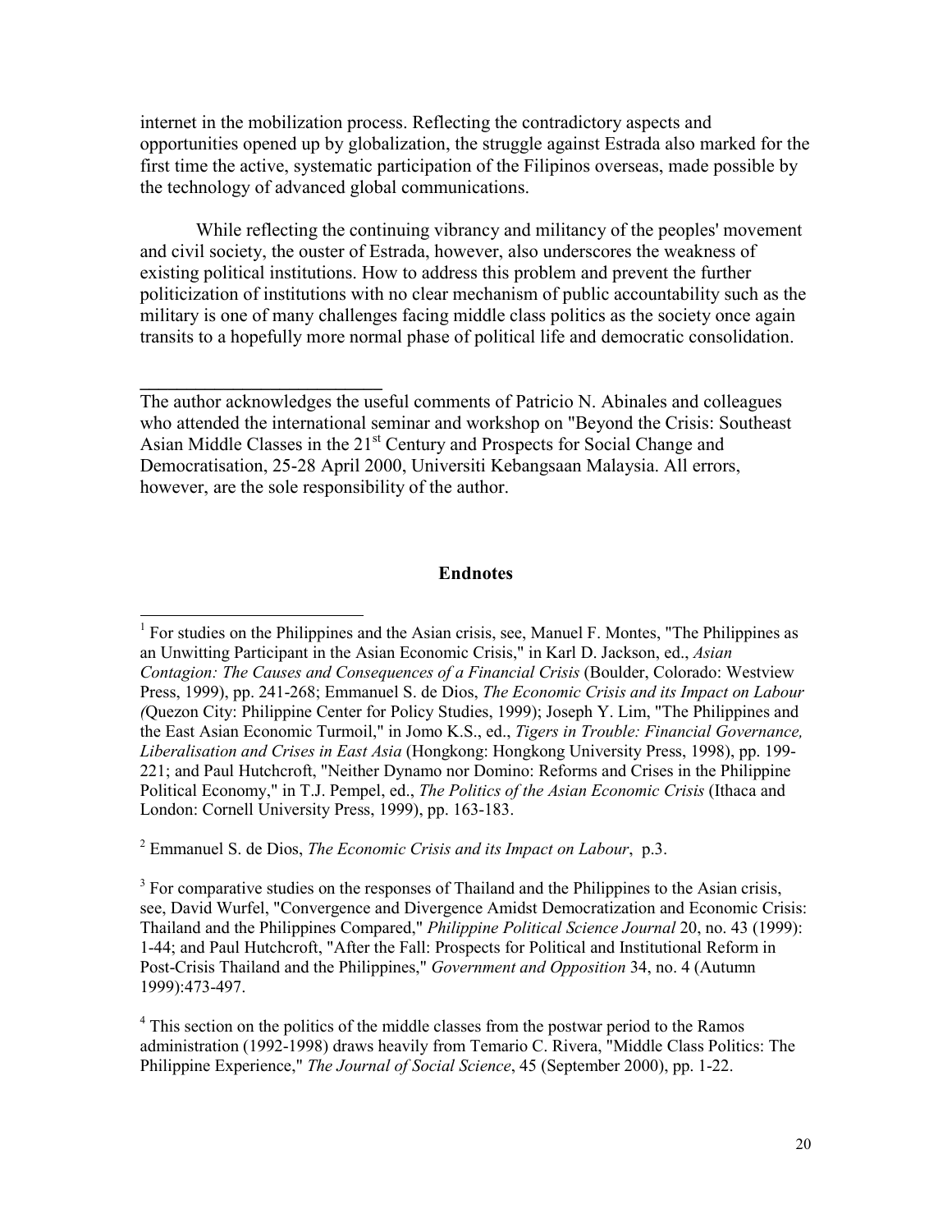internet in the mobilization process. Reflecting the contradictory aspects and opportunities opened up by globalization, the struggle against Estrada also marked for the first time the active, systematic participation of the Filipinos overseas, made possible by the technology of advanced global communications.

While reflecting the continuing vibrancy and militancy of the peoples' movement and civil society, the ouster of Estrada, however, also underscores the weakness of existing political institutions. How to address this problem and prevent the further politicization of institutions with no clear mechanism of public accountability such as the military is one of many challenges facing middle class politics as the society once again transits to a hopefully more normal phase of political life and democratic consolidation.

---

The author acknowledges the useful comments of Patricio N. Abinales and colleagues who attended the international seminar and workshop on "Beyond the Crisis: Southeast Asian Middle Classes in the 21st Century and Prospects for Social Change and Democratisation, 25-28 April 2000, Universiti Kebangsaan Malaysia. All errors, however, are the sole responsibility of the author.

## Endnotes

[1] For studies on the Philippines and the Asian crisis, see, Manuel F. Montes, "The Philippines as an Unwitting Participant in the Asian Economic Crisis," in Karl D. Jackson, ed., *Asian Contagion: The Causes and Consequences of a Financial Crisis* (Boulder, Colorado: Westview Press, 1999), pp. 241-268; Emmanuel S. de Dios, *The Economic Crisis and its Impact on Labour (*Quezon City: Philippine Center for Policy Studies, 1999); Joseph Y. Lim, "The Philippines and the East Asian Economic Turmoil," in Jomo K.S., ed., *Tigers in Trouble: Financial Governance, Liberalisation and Crises in East Asia* (Hongkong: Hongkong University Press, 1998), pp. 199-221; and Paul Hutchcroft, "Neither Dynamo nor Domino: Reforms and Crises in the Philippine Political Economy," in T.J. Pempel, ed., *The Politics of the Asian Economic Crisis* (Ithaca and London: Cornell University Press, 1999), pp. 163-183.

[2] Emmanuel S. de Dios, *The Economic Crisis and its Impact on Labour*, p.3.

[3] For comparative studies on the responses of Thailand and the Philippines to the Asian crisis, see, David Wurfel, "Convergence and Divergence Amidst Democratization and Economic Crisis: Thailand and the Philippines Compared," *Philippine Political Science Journal* 20, no. 43 (1999): 1-44; and Paul Hutchcroft, "After the Fall: Prospects for Political and Institutional Reform in Post-Crisis Thailand and the Philippines," *Government and Opposition* 34, no. 4 (Autumn 1999):473-497.

[4] This section on the politics of the middle classes from the postwar period to the Ramos administration (1992-1998) draws heavily from Temario C. Rivera, "Middle Class Politics: The Philippine Experience," *The Journal of Social Science*, 45 (September 2000), pp. 1-22.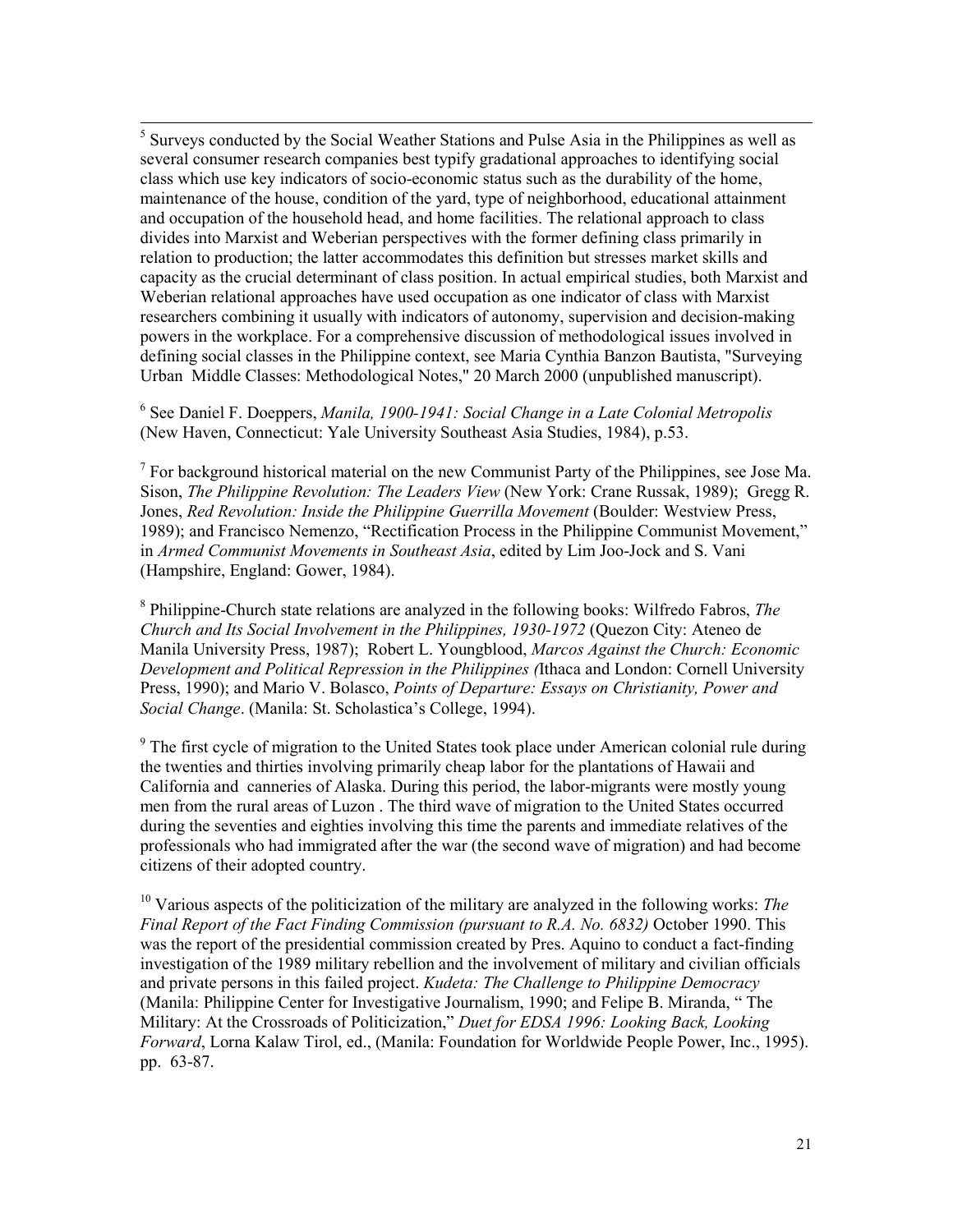[5] Surveys conducted by the Social Weather Stations and Pulse Asia in the Philippines as well as several consumer research companies best typify gradational approaches to identifying social class which use key indicators of socio-economic status such as the durability of the home, maintenance of the house, condition of the yard, type of neighborhood, educational attainment and occupation of the household head, and home facilities. The relational approach to class divides into Marxist and Weberian perspectives with the former defining class primarily in relation to production; the latter accommodates this definition but stresses market skills and capacity as the crucial determinant of class position. In actual empirical studies, both Marxist and Weberian relational approaches have used occupation as one indicator of class with Marxist researchers combining it usually with indicators of autonomy, supervision and decision-making powers in the workplace. For a comprehensive discussion of methodological issues involved in defining social classes in the Philippine context, see Maria Cynthia Banzon Bautista, "Surveying Urban Middle Classes: Methodological Notes," 20 March 2000 (unpublished manuscript).

[6] See Daniel F. Doeppers, *Manila, 1900-1941: Social Change in a Late Colonial Metropolis* (New Haven, Connecticut: Yale University Southeast Asia Studies, 1984), p.53.

[7] For background historical material on the new Communist Party of the Philippines, see Jose Ma. Sison, *The Philippine Revolution: The Leaders View* (New York: Crane Russak, 1989); Gregg R. Jones, *Red Revolution: Inside the Philippine Guerrilla Movement* (Boulder: Westview Press, 1989); and Francisco Nemenzo, "Rectification Process in the Philippine Communist Movement," in *Armed Communist Movements in Southeast Asia*, edited by Lim Joo-Jock and S. Vani (Hampshire, England: Gower, 1984).

[8] Philippine-Church state relations are analyzed in the following books: Wilfredo Fabros, *The Church and Its Social Involvement in the Philippines, 1930-1972* (Quezon City: Ateneo de Manila University Press, 1987); Robert L. Youngblood, *Marcos Against the Church: Economic Development and Political Repression in the Philippines (*Ithaca and London: Cornell University Press, 1990); and Mario V. Bolasco, *Points of Departure: Essays on Christianity, Power and Social Change*. (Manila: St. Scholastica's College, 1994).

[9] The first cycle of migration to the United States took place under American colonial rule during the twenties and thirties involving primarily cheap labor for the plantations of Hawaii and California and canneries of Alaska. During this period, the labor-migrants were mostly young men from the rural areas of Luzon . The third wave of migration to the United States occurred during the seventies and eighties involving this time the parents and immediate relatives of the professionals who had immigrated after the war (the second wave of migration) and had become citizens of their adopted country.

[10] Various aspects of the politicization of the military are analyzed in the following works: *The Final Report of the Fact Finding Commission (pursuant to R.A. No. 6832)* October 1990. This was the report of the presidential commission created by Pres. Aquino to conduct a fact-finding investigation of the 1989 military rebellion and the involvement of military and civilian officials and private persons in this failed project. *Kudeta: The Challenge to Philippine Democracy* (Manila: Philippine Center for Investigative Journalism, 1990; and Felipe B. Miranda, " The Military: At the Crossroads of Politicization," *Duet for EDSA 1996: Looking Back, Looking Forward*, Lorna Kalaw Tirol, ed., (Manila: Foundation for Worldwide People Power, Inc., 1995). pp. 63-87.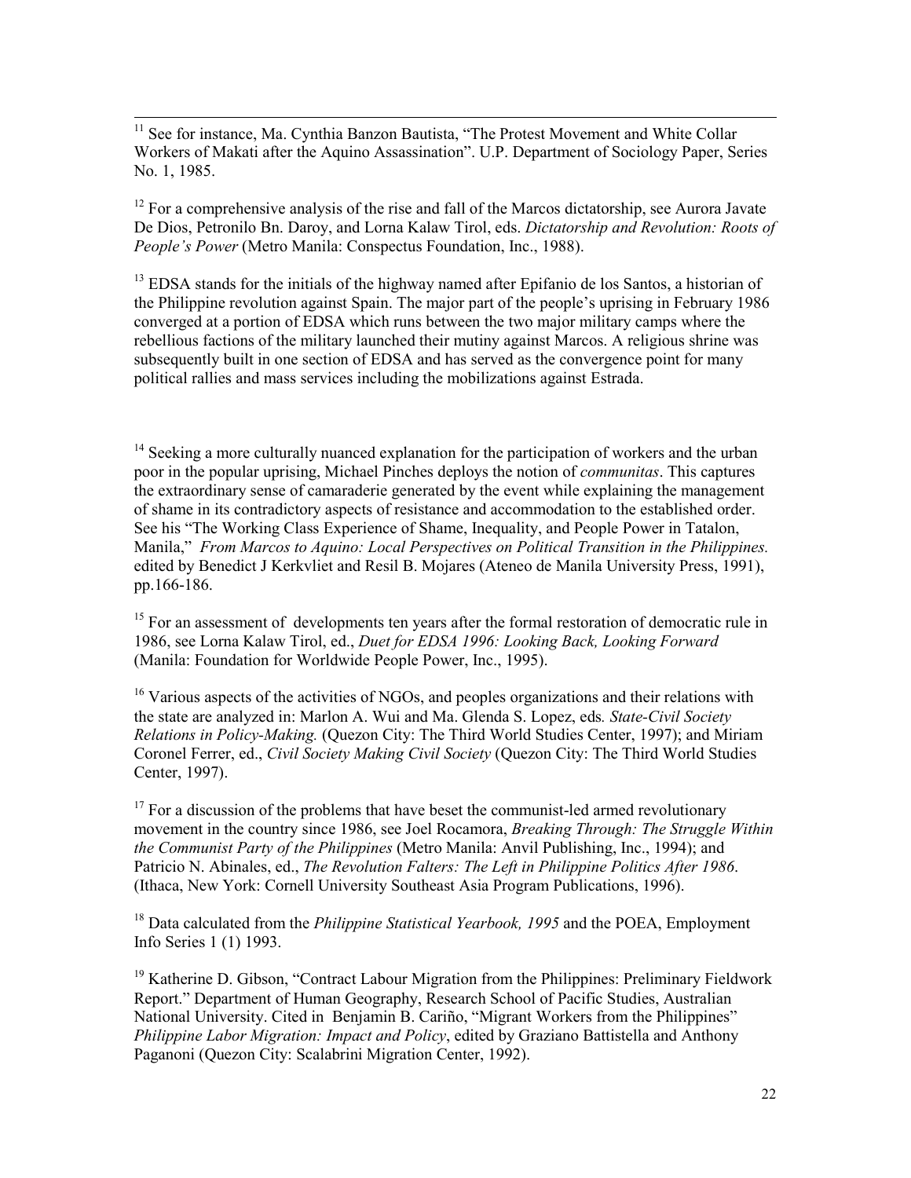[11] See for instance, Ma. Cynthia Banzon Bautista, "The Protest Movement and White Collar Workers of Makati after the Aquino Assassination". U.P. Department of Sociology Paper, Series No. 1, 1985.

[12] For a comprehensive analysis of the rise and fall of the Marcos dictatorship, see Aurora Javate De Dios, Petronilo Bn. Daroy, and Lorna Kalaw Tirol, eds. *Dictatorship and Revolution: Roots of People's Power* (Metro Manila: Conspectus Foundation, Inc., 1988).

[13] EDSA stands for the initials of the highway named after Epifanio de los Santos, a historian of the Philippine revolution against Spain. The major part of the people's uprising in February 1986 converged at a portion of EDSA which runs between the two major military camps where the rebellious factions of the military launched their mutiny against Marcos. A religious shrine was subsequently built in one section of EDSA and has served as the convergence point for many political rallies and mass services including the mobilizations against Estrada.

[14] Seeking a more culturally nuanced explanation for the participation of workers and the urban poor in the popular uprising, Michael Pinches deploys the notion of *communitas*. This captures the extraordinary sense of camaraderie generated by the event while explaining the management of shame in its contradictory aspects of resistance and accommodation to the established order. See his "The Working Class Experience of Shame, Inequality, and People Power in Tatalon, Manila," *From Marcos to Aquino: Local Perspectives on Political Transition in the Philippines.* edited by Benedict J Kerkvliet and Resil B. Mojares (Ateneo de Manila University Press, 1991), pp.166-186.

[15] For an assessment of developments ten years after the formal restoration of democratic rule in 1986, see Lorna Kalaw Tirol, ed., *Duet for EDSA 1996: Looking Back, Looking Forward* (Manila: Foundation for Worldwide People Power, Inc., 1995).

[16] Various aspects of the activities of NGOs, and peoples organizations and their relations with the state are analyzed in: Marlon A. Wui and Ma. Glenda S. Lopez, eds*. State-Civil Society Relations in Policy-Making.* (Quezon City: The Third World Studies Center, 1997); and Miriam Coronel Ferrer, ed., *Civil Society Making Civil Society* (Quezon City: The Third World Studies Center, 1997).

[17] For a discussion of the problems that have beset the communist-led armed revolutionary movement in the country since 1986, see Joel Rocamora, *Breaking Through: The Struggle Within the Communist Party of the Philippines* (Metro Manila: Anvil Publishing, Inc., 1994); and Patricio N. Abinales, ed., *The Revolution Falters: The Left in Philippine Politics After 1986*. (Ithaca, New York: Cornell University Southeast Asia Program Publications, 1996).

[18] Data calculated from the *Philippine Statistical Yearbook, 1995* and the POEA, Employment Info Series 1 (1) 1993.

[19] Katherine D. Gibson, "Contract Labour Migration from the Philippines: Preliminary Fieldwork Report." Department of Human Geography, Research School of Pacific Studies, Australian National University. Cited in Benjamin B. Cariño, "Migrant Workers from the Philippines" *Philippine Labor Migration: Impact and Policy*, edited by Graziano Battistella and Anthony Paganoni (Quezon City: Scalabrini Migration Center, 1992).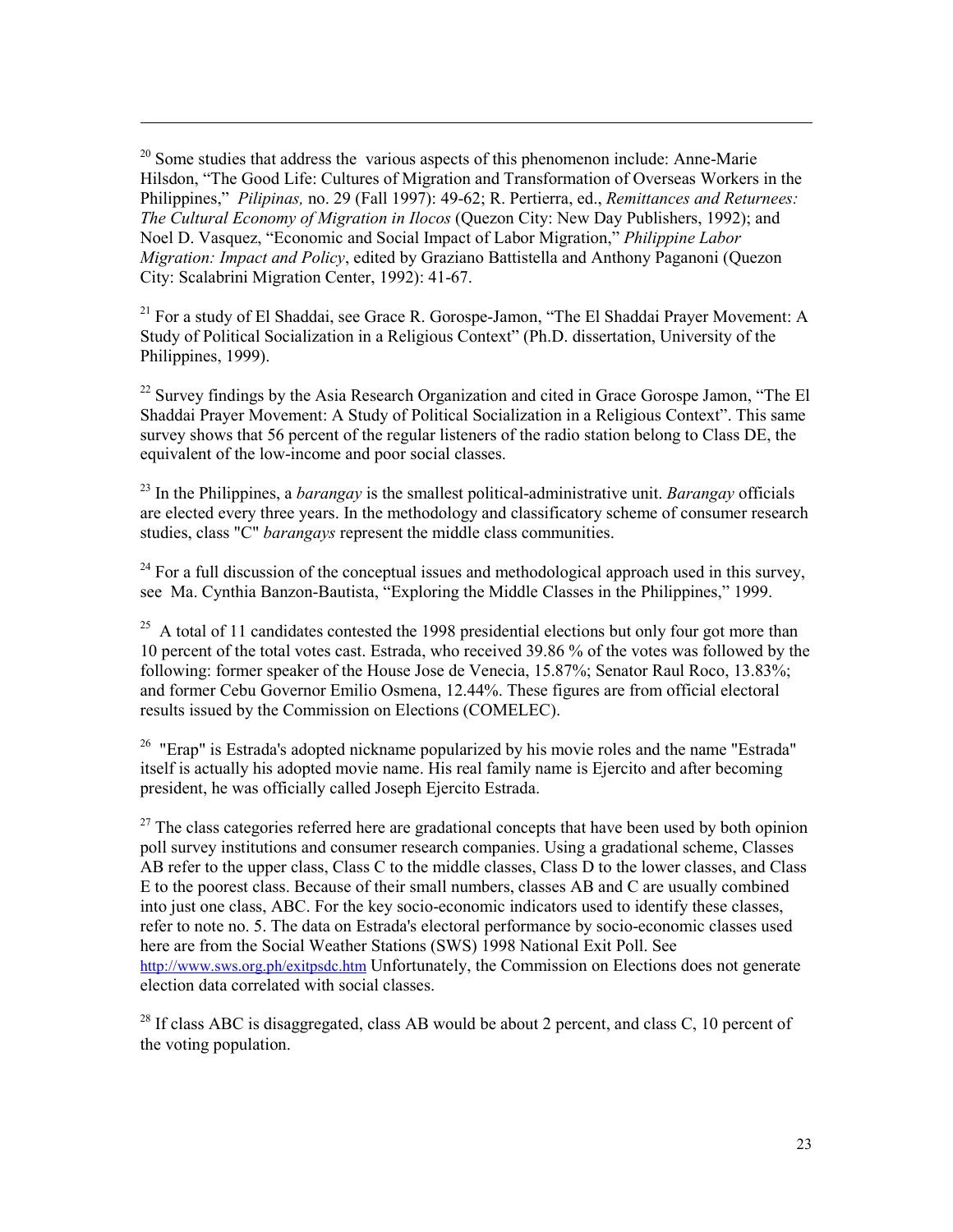[20] Some studies that address the various aspects of this phenomenon include: Anne-Marie Hilsdon, "The Good Life: Cultures of Migration and Transformation of Overseas Workers in the Philippines," *Pilipinas,* no. 29 (Fall 1997): 49-62; R. Pertierra, ed., *Remittances and Returnees: The Cultural Economy of Migration in Ilocos* (Quezon City: New Day Publishers, 1992); and Noel D. Vasquez, "Economic and Social Impact of Labor Migration," *Philippine Labor Migration: Impact and Policy*, edited by Graziano Battistella and Anthony Paganoni (Quezon City: Scalabrini Migration Center, 1992): 41-67.

[21] For a study of El Shaddai, see Grace R. Gorospe-Jamon, "The El Shaddai Prayer Movement: A Study of Political Socialization in a Religious Context" (Ph.D. dissertation, University of the Philippines, 1999).

[22] Survey findings by the Asia Research Organization and cited in Grace Gorospe Jamon, "The El Shaddai Prayer Movement: A Study of Political Socialization in a Religious Context". This same survey shows that 56 percent of the regular listeners of the radio station belong to Class DE, the equivalent of the low-income and poor social classes.

[23] In the Philippines, a *barangay* is the smallest political-administrative unit. *Barangay* officials are elected every three years. In the methodology and classificatory scheme of consumer research studies, class "C" *barangays* represent the middle class communities.

[24] For a full discussion of the conceptual issues and methodological approach used in this survey, see Ma. Cynthia Banzon-Bautista, "Exploring the Middle Classes in the Philippines," 1999.

[25] A total of 11 candidates contested the 1998 presidential elections but only four got more than 10 percent of the total votes cast. Estrada, who received 39.86 % of the votes was followed by the following: former speaker of the House Jose de Venecia, 15.87%; Senator Raul Roco, 13.83%; and former Cebu Governor Emilio Osmena, 12.44%. These figures are from official electoral results issued by the Commission on Elections (COMELEC).

[26] "Erap" is Estrada's adopted nickname popularized by his movie roles and the name "Estrada" itself is actually his adopted movie name. His real family name is Ejercito and after becoming president, he was officially called Joseph Ejercito Estrada.

[27] The class categories referred here are gradational concepts that have been used by both opinion poll survey institutions and consumer research companies. Using a gradational scheme, Classes AB refer to the upper class, Class C to the middle classes, Class D to the lower classes, and Class E to the poorest class. Because of their small numbers, classes AB and C are usually combined into just one class, ABC. For the key socio-economic indicators used to identify these classes, refer to note no. 5. The data on Estrada's electoral performance by socio-economic classes used here are from the Social Weather Stations (SWS) 1998 National Exit Poll. See http://www.sws.org.ph/exitpsdc.htm Unfortunately, the Commission on Elections does not generate election data correlated with social classes.

[28] If class ABC is disaggregated, class AB would be about 2 percent, and class C, 10 percent of the voting population.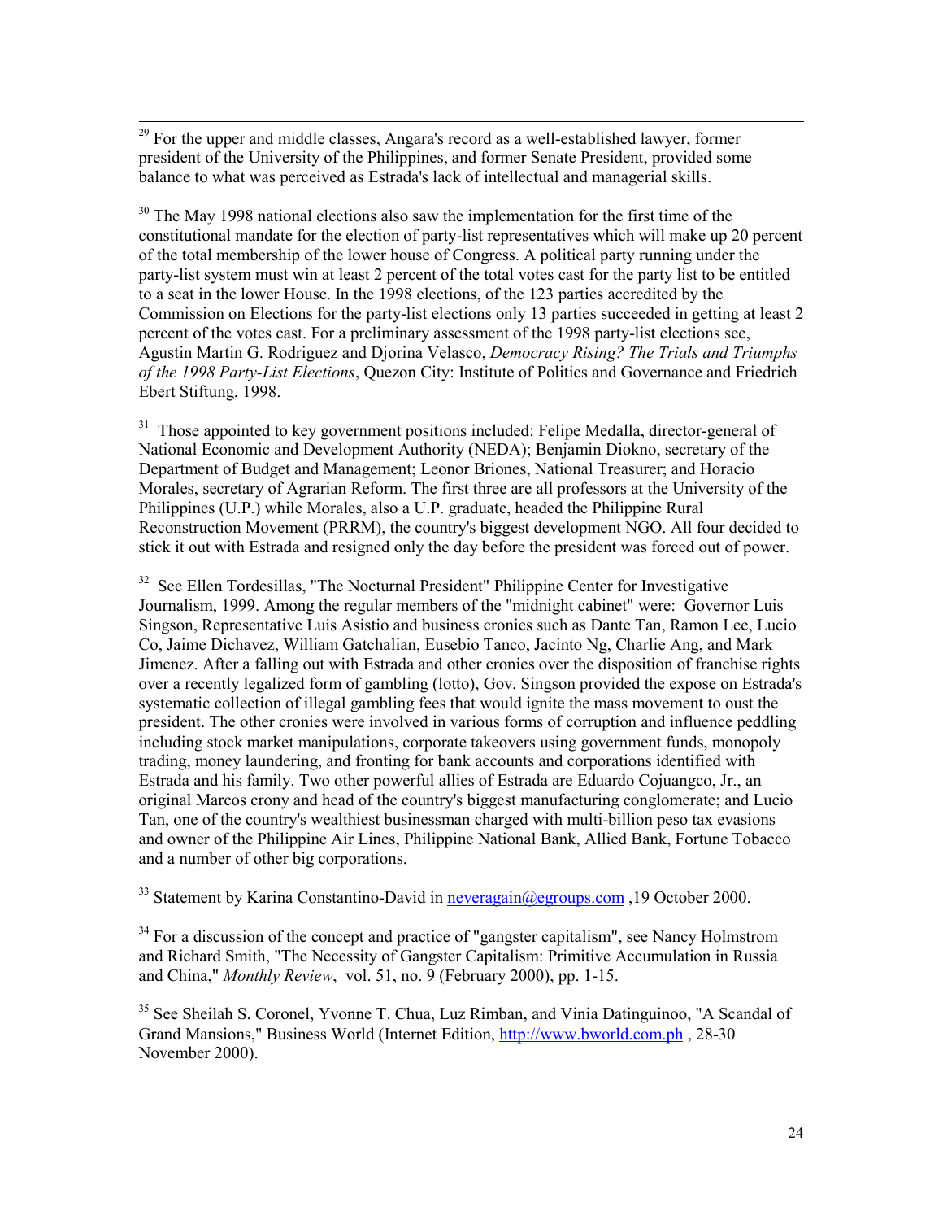[29] For the upper and middle classes, Angara's record as a well-established lawyer, former president of the University of the Philippines, and former Senate President, provided some balance to what was perceived as Estrada's lack of intellectual and managerial skills.

[30] The May 1998 national elections also saw the implementation for the first time of the constitutional mandate for the election of party-list representatives which will make up 20 percent of the total membership of the lower house of Congress. A political party running under the party-list system must win at least 2 percent of the total votes cast for the party list to be entitled to a seat in the lower House. In the 1998 elections, of the 123 parties accredited by the Commission on Elections for the party-list elections only 13 parties succeeded in getting at least 2 percent of the votes cast. For a preliminary assessment of the 1998 party-list elections see, Agustin Martin G. Rodriguez and Djorina Velasco, *Democracy Rising? The Trials and Triumphs of the 1998 Party-List Elections*, Quezon City: Institute of Politics and Governance and Friedrich Ebert Stiftung, 1998.

[31] Those appointed to key government positions included: Felipe Medalla, director-general of National Economic and Development Authority (NEDA); Benjamin Diokno, secretary of the Department of Budget and Management; Leonor Briones, National Treasurer; and Horacio Morales, secretary of Agrarian Reform. The first three are all professors at the University of the Philippines (U.P.) while Morales, also a U.P. graduate, headed the Philippine Rural Reconstruction Movement (PRRM), the country's biggest development NGO. All four decided to stick it out with Estrada and resigned only the day before the president was forced out of power.

[32] See Ellen Tordesillas, "The Nocturnal President" Philippine Center for Investigative Journalism, 1999. Among the regular members of the "midnight cabinet" were: Governor Luis Singson, Representative Luis Asistio and business cronies such as Dante Tan, Ramon Lee, Lucio Co, Jaime Dichavez, William Gatchalian, Eusebio Tanco, Jacinto Ng, Charlie Ang, and Mark Jimenez. After a falling out with Estrada and other cronies over the disposition of franchise rights over a recently legalized form of gambling (lotto), Gov. Singson provided the expose on Estrada's systematic collection of illegal gambling fees that would ignite the mass movement to oust the president. The other cronies were involved in various forms of corruption and influence peddling including stock market manipulations, corporate takeovers using government funds, monopoly trading, money laundering, and fronting for bank accounts and corporations identified with Estrada and his family. Two other powerful allies of Estrada are Eduardo Cojuangco, Jr., an original Marcos crony and head of the country's biggest manufacturing conglomerate; and Lucio Tan, one of the country's wealthiest businessman charged with multi-billion peso tax evasions and owner of the Philippine Air Lines, Philippine National Bank, Allied Bank, Fortune Tobacco and a number of other big corporations.

[33] Statement by Karina Constantino-David in neveragain@egroups.com ,19 October 2000.

[34] For a discussion of the concept and practice of "gangster capitalism", see Nancy Holmstrom and Richard Smith, "The Necessity of Gangster Capitalism: Primitive Accumulation in Russia and China," *Monthly Review*, vol. 51, no. 9 (February 2000), pp. 1-15.

[35] See Sheilah S. Coronel, Yvonne T. Chua, Luz Rimban, and Vinia Datinguinoo, "A Scandal of Grand Mansions," Business World (Internet Edition, http://www.bworld.com.ph , 28-30 November 2000).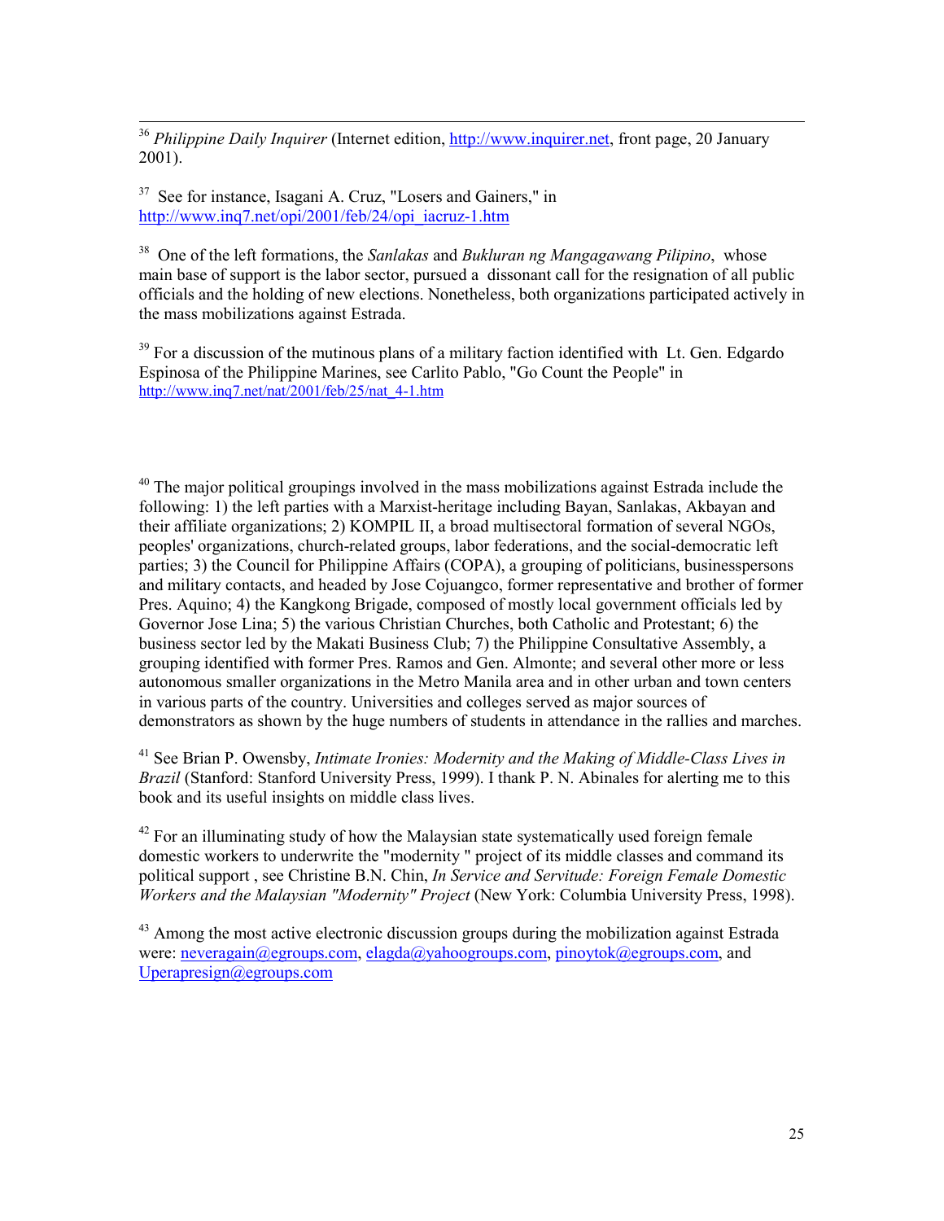[36] *Philippine Daily Inquirer* (Internet edition, http://www.inquirer.net, front page, 20 January 2001).

[37] See for instance, Isagani A. Cruz, "Losers and Gainers," in http://www.inq7.net/opi/2001/feb/24/opi_iacruz-1.htm

[38] One of the left formations, the *Sanlakas* and *Bukluran ng Mangagawang Pilipino*, whose main base of support is the labor sector, pursued a dissonant call for the resignation of all public officials and the holding of new elections. Nonetheless, both organizations participated actively in the mass mobilizations against Estrada.

[39] For a discussion of the mutinous plans of a military faction identified with Lt. Gen. Edgardo Espinosa of the Philippine Marines, see Carlito Pablo, "Go Count the People" in http://www.inq7.net/nat/2001/feb/25/nat_4-1.htm

[40] The major political groupings involved in the mass mobilizations against Estrada include the following: 1) the left parties with a Marxist-heritage including Bayan, Sanlakas, Akbayan and their affiliate organizations; 2) KOMPIL II, a broad multisectoral formation of several NGOs, peoples' organizations, church-related groups, labor federations, and the social-democratic left parties; 3) the Council for Philippine Affairs (COPA), a grouping of politicians, businesspersons and military contacts, and headed by Jose Cojuangco, former representative and brother of former Pres. Aquino; 4) the Kangkong Brigade, composed of mostly local government officials led by Governor Jose Lina; 5) the various Christian Churches, both Catholic and Protestant; 6) the business sector led by the Makati Business Club; 7) the Philippine Consultative Assembly, a grouping identified with former Pres. Ramos and Gen. Almonte; and several other more or less autonomous smaller organizations in the Metro Manila area and in other urban and town centers in various parts of the country. Universities and colleges served as major sources of demonstrators as shown by the huge numbers of students in attendance in the rallies and marches.

[41] See Brian P. Owensby, *Intimate Ironies: Modernity and the Making of Middle-Class Lives in Brazil* (Stanford: Stanford University Press, 1999). I thank P. N. Abinales for alerting me to this book and its useful insights on middle class lives.

[42] For an illuminating study of how the Malaysian state systematically used foreign female domestic workers to underwrite the "modernity " project of its middle classes and command its political support , see Christine B.N. Chin, *In Service and Servitude: Foreign Female Domestic Workers and the Malaysian "Modernity" Project* (New York: Columbia University Press, 1998).

[43] Among the most active electronic discussion groups during the mobilization against Estrada were: neveragain@egroups.com, elagda@yahoogroups.com, pinoytok@egroups.com, and Uperapresign@egroups.com